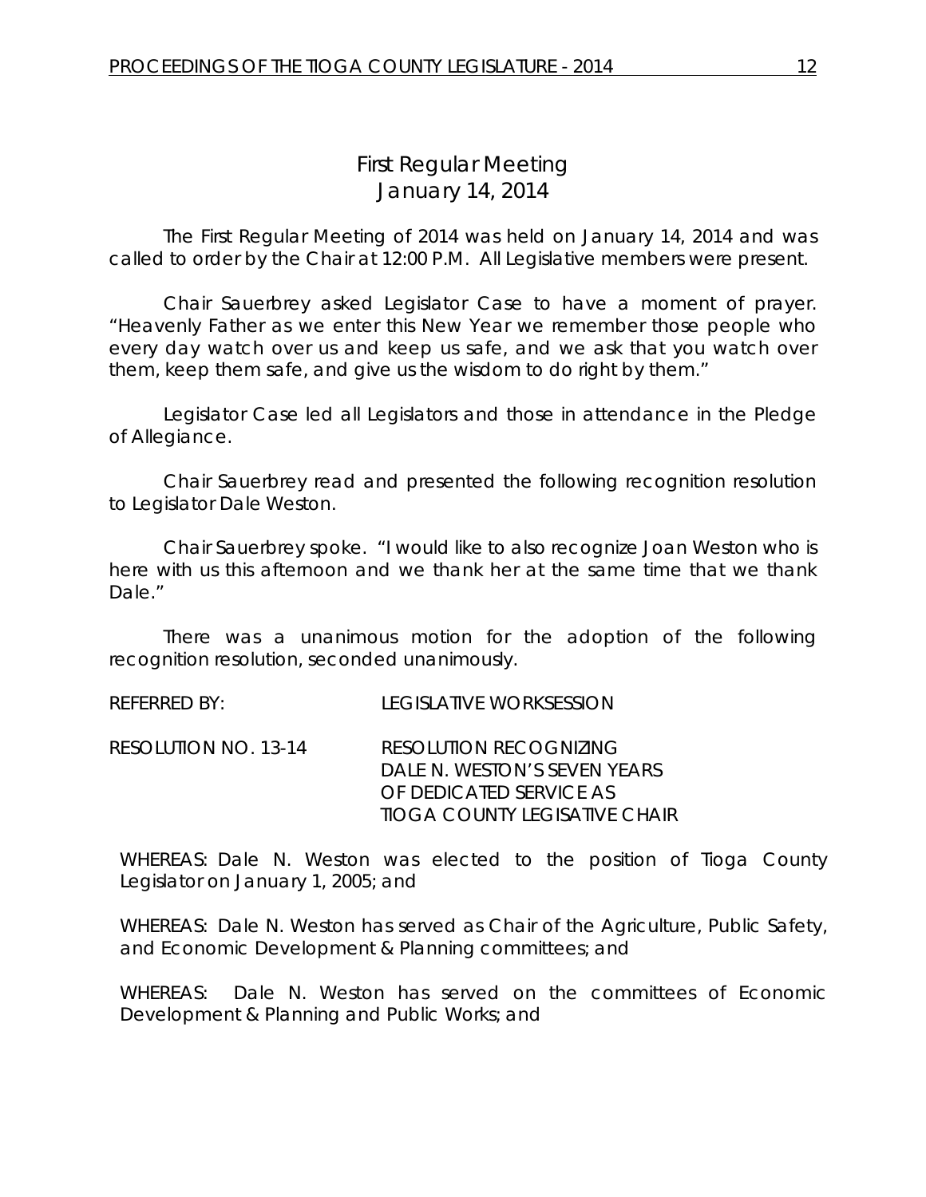# First Regular Meeting
## January 14, 2014

The First Regular Meeting of 2014 was held on January 14, 2014 and was called to order by the Chair at 12:00 P.M. All Legislative members were present.

Chair Sauerbrey asked Legislator Case to have a moment of prayer. "Heavenly Father as we enter this New Year we remember those people who every day watch over us and keep us safe, and we ask that you watch over them, keep them safe, and give us the wisdom to do right by them."

Legislator Case led all Legislators and those in attendance in the Pledge of Allegiance.

Chair Sauerbrey read and presented the following recognition resolution to Legislator Dale Weston.

Chair Sauerbrey spoke. "I would like to also recognize Joan Weston who is here with us this afternoon and we thank her at the same time that we thank Dale."

There was a unanimous motion for the adoption of the following recognition resolution, seconded unanimously.

REFERRED BY: LEGISLATIVE WORKSESSION

RESOLUTION NO. 13-14 RESOLUTION RECOGNIZING DALE N. WESTON'S SEVEN YEARS OF DEDICATED SERVICE AS TIOGA COUNTY LEGISATIVE CHAIR

WHEREAS: Dale N. Weston was elected to the position of Tioga County Legislator on January 1, 2005; and

WHEREAS: Dale N. Weston has served as Chair of the Agriculture, Public Safety, and Economic Development & Planning committees; and

WHEREAS: Dale N. Weston has served on the committees of Economic Development & Planning and Public Works; and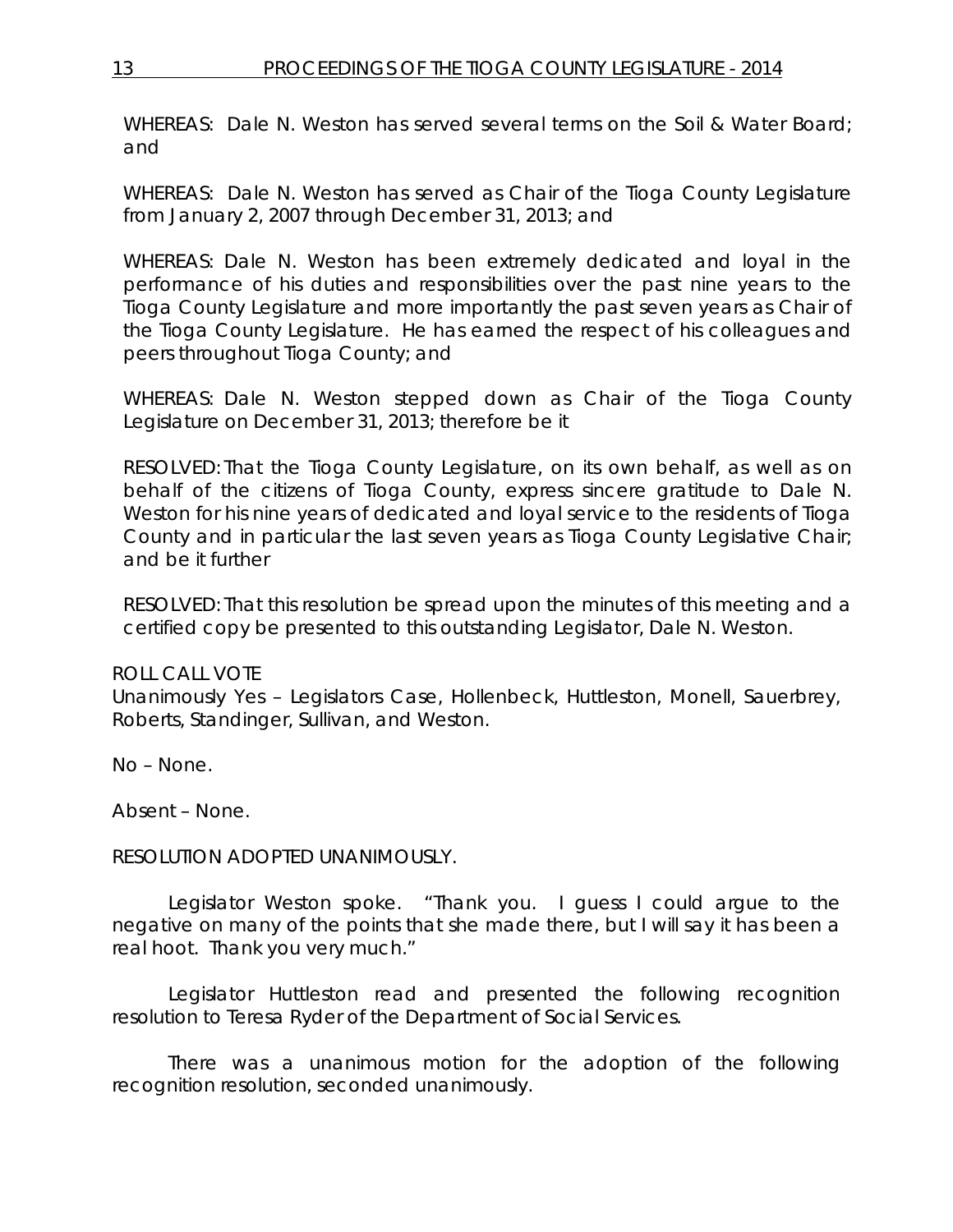WHEREAS: Dale N. Weston has served several terms on the Soil & Water Board; and

WHEREAS: Dale N. Weston has served as Chair of the Tioga County Legislature from January 2, 2007 through December 31, 2013; and

WHEREAS: Dale N. Weston has been extremely dedicated and loyal in the performance of his duties and responsibilities over the past nine years to the Tioga County Legislature and more importantly the past seven years as Chair of the Tioga County Legislature. He has earned the respect of his colleagues and peers throughout Tioga County; and

WHEREAS: Dale N. Weston stepped down as Chair of the Tioga County Legislature on December 31, 2013; therefore be it

RESOLVED: That the Tioga County Legislature, on its own behalf, as well as on behalf of the citizens of Tioga County, express sincere gratitude to Dale N. Weston for his nine years of dedicated and loyal service to the residents of Tioga County and in particular the last seven years as Tioga County Legislative Chair; and be it further

RESOLVED: That this resolution be spread upon the minutes of this meeting and a certified copy be presented to this outstanding Legislator, Dale N. Weston.

ROLL CALL VOTE
Unanimously Yes – Legislators Case, Hollenbeck, Huttleston, Monell, Sauerbrey, Roberts, Standinger, Sullivan, and Weston.

No – None.

Absent – None.

RESOLUTION ADOPTED UNANIMOUSLY.

Legislator Weston spoke. "Thank you. I guess I could argue to the negative on many of the points that she made there, but I will say it has been a real hoot. Thank you very much."

Legislator Huttleston read and presented the following recognition resolution to Teresa Ryder of the Department of Social Services.

There was a unanimous motion for the adoption of the following recognition resolution, seconded unanimously.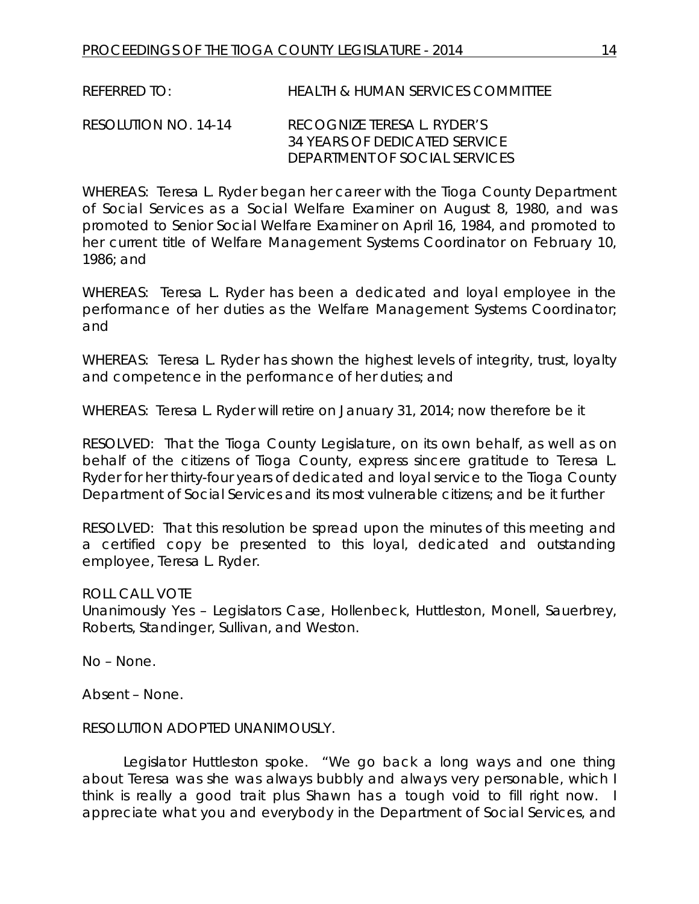REFERRED TO: HEALTH & HUMAN SERVICES COMMITTEE

RESOLUTION NO. 14-14 RECOGNIZE TERESA L. RYDER'S 34 YEARS OF DEDICATED SERVICE DEPARTMENT OF SOCIAL SERVICES

WHEREAS: Teresa L. Ryder began her career with the Tioga County Department of Social Services as a Social Welfare Examiner on August 8, 1980, and was promoted to Senior Social Welfare Examiner on April 16, 1984, and promoted to her current title of Welfare Management Systems Coordinator on February 10, 1986; and

WHEREAS: Teresa L. Ryder has been a dedicated and loyal employee in the performance of her duties as the Welfare Management Systems Coordinator; and

WHEREAS: Teresa L. Ryder has shown the highest levels of integrity, trust, loyalty and competence in the performance of her duties; and

WHEREAS: Teresa L. Ryder will retire on January 31, 2014; now therefore be it

RESOLVED: That the Tioga County Legislature, on its own behalf, as well as on behalf of the citizens of Tioga County, express sincere gratitude to Teresa L. Ryder for her thirty-four years of dedicated and loyal service to the Tioga County Department of Social Services and its most vulnerable citizens; and be it further

RESOLVED: That this resolution be spread upon the minutes of this meeting and a certified copy be presented to this loyal, dedicated and outstanding employee, Teresa L. Ryder.

ROLL CALL VOTE
Unanimously Yes – Legislators Case, Hollenbeck, Huttleston, Monell, Sauerbrey, Roberts, Standinger, Sullivan, and Weston.

No – None.

Absent – None.

RESOLUTION ADOPTED UNANIMOUSLY.

Legislator Huttleston spoke. "We go back a long ways and one thing about Teresa was she was always bubbly and always very personable, which I think is really a good trait plus Shawn has a tough void to fill right now. I appreciate what you and everybody in the Department of Social Services, and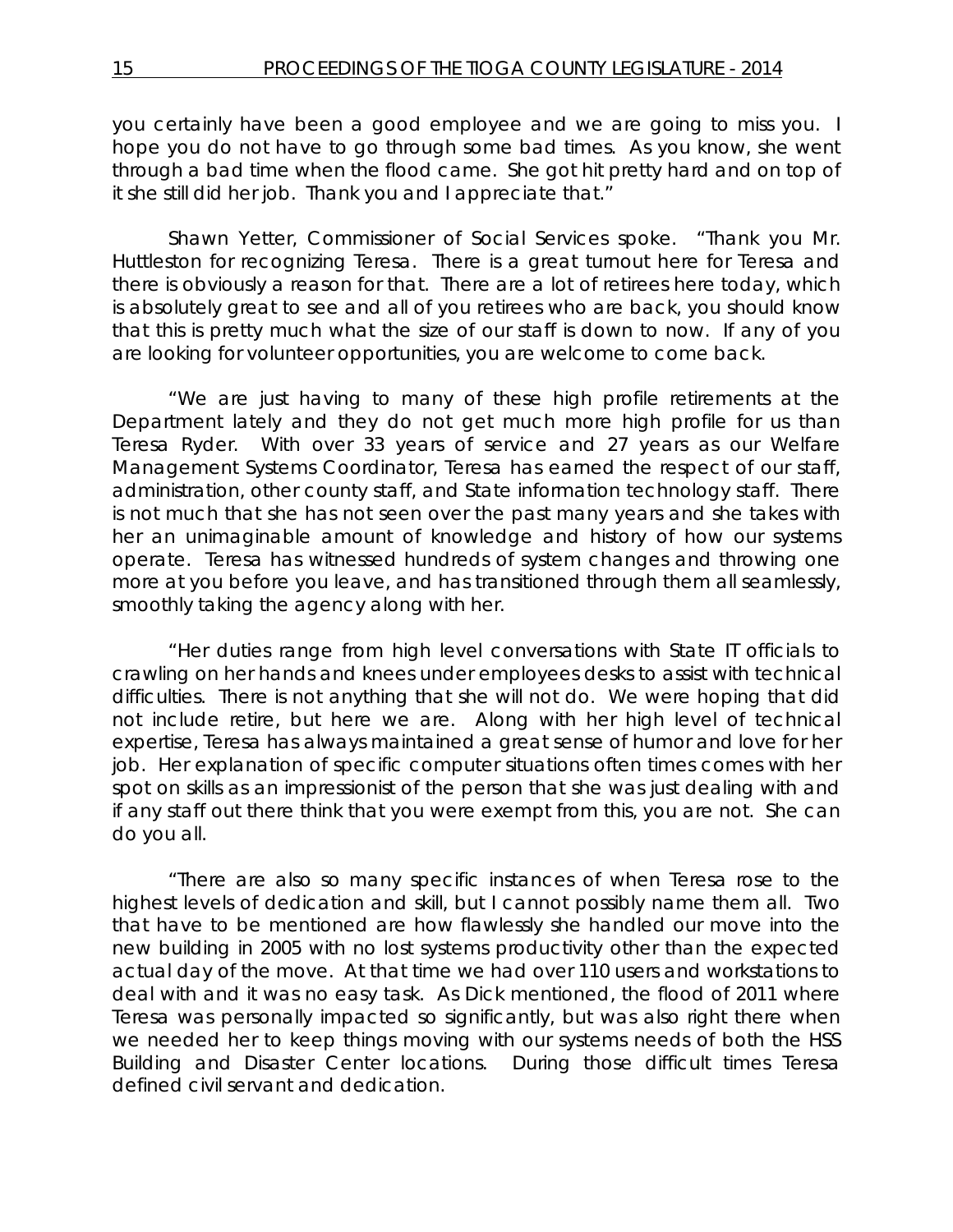you certainly have been a good employee and we are going to miss you. I hope you do not have to go through some bad times. As you know, she went through a bad time when the flood came. She got hit pretty hard and on top of it she still did her job. Thank you and I appreciate that."

Shawn Yetter, Commissioner of Social Services spoke. "Thank you Mr. Huttleston for recognizing Teresa. There is a great turnout here for Teresa and there is obviously a reason for that. There are a lot of retirees here today, which is absolutely great to see and all of you retirees who are back, you should know that this is pretty much what the size of our staff is down to now. If any of you are looking for volunteer opportunities, you are welcome to come back.

"We are just having to many of these high profile retirements at the Department lately and they do not get much more high profile for us than Teresa Ryder. With over 33 years of service and 27 years as our Welfare Management Systems Coordinator, Teresa has earned the respect of our staff, administration, other county staff, and State information technology staff. There is not much that she has not seen over the past many years and she takes with her an unimaginable amount of knowledge and history of how our systems operate. Teresa has witnessed hundreds of system changes and throwing one more at you before you leave, and has transitioned through them all seamlessly, smoothly taking the agency along with her.

"Her duties range from high level conversations with State IT officials to crawling on her hands and knees under employees desks to assist with technical difficulties. There is not anything that she will not do. We were hoping that did not include retire, but here we are. Along with her high level of technical expertise, Teresa has always maintained a great sense of humor and love for her job. Her explanation of specific computer situations often times comes with her spot on skills as an impressionist of the person that she was just dealing with and if any staff out there think that you were exempt from this, you are not. She can do you all.

"There are also so many specific instances of when Teresa rose to the highest levels of dedication and skill, but I cannot possibly name them all. Two that have to be mentioned are how flawlessly she handled our move into the new building in 2005 with no lost systems productivity other than the expected actual day of the move. At that time we had over 110 users and workstations to deal with and it was no easy task. As Dick mentioned, the flood of 2011 where Teresa was personally impacted so significantly, but was also right there when we needed her to keep things moving with our systems needs of both the HSS Building and Disaster Center locations. During those difficult times Teresa defined civil servant and dedication.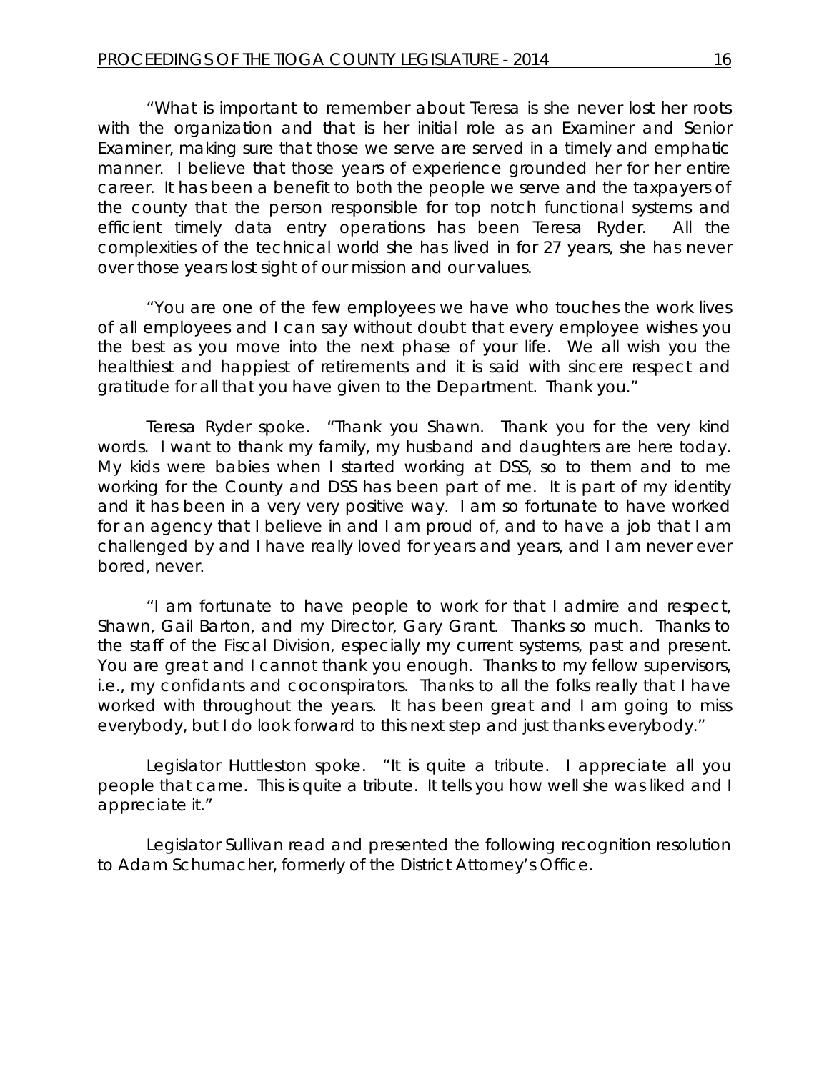"What is important to remember about Teresa is she never lost her roots with the organization and that is her initial role as an Examiner and Senior Examiner, making sure that those we serve are served in a timely and emphatic manner. I believe that those years of experience grounded her for her entire career. It has been a benefit to both the people we serve and the taxpayers of the county that the person responsible for top notch functional systems and efficient timely data entry operations has been Teresa Ryder. All the complexities of the technical world she has lived in for 27 years, she has never over those years lost sight of our mission and our values.

"You are one of the few employees we have who touches the work lives of all employees and I can say without doubt that every employee wishes you the best as you move into the next phase of your life. We all wish you the healthiest and happiest of retirements and it is said with sincere respect and gratitude for all that you have given to the Department. Thank you."

Teresa Ryder spoke. "Thank you Shawn. Thank you for the very kind words. I want to thank my family, my husband and daughters are here today. My kids were babies when I started working at DSS, so to them and to me working for the County and DSS has been part of me. It is part of my identity and it has been in a very very positive way. I am so fortunate to have worked for an agency that I believe in and I am proud of, and to have a job that I am challenged by and I have really loved for years and years, and I am never ever bored, never.

"I am fortunate to have people to work for that I admire and respect, Shawn, Gail Barton, and my Director, Gary Grant. Thanks so much. Thanks to the staff of the Fiscal Division, especially my current systems, past and present. You are great and I cannot thank you enough. Thanks to my fellow supervisors, i.e., my confidants and coconspirators. Thanks to all the folks really that I have worked with throughout the years. It has been great and I am going to miss everybody, but I do look forward to this next step and just thanks everybody."

Legislator Huttleston spoke. "It is quite a tribute. I appreciate all you people that came. This is quite a tribute. It tells you how well she was liked and I appreciate it."

Legislator Sullivan read and presented the following recognition resolution to Adam Schumacher, formerly of the District Attorney's Office.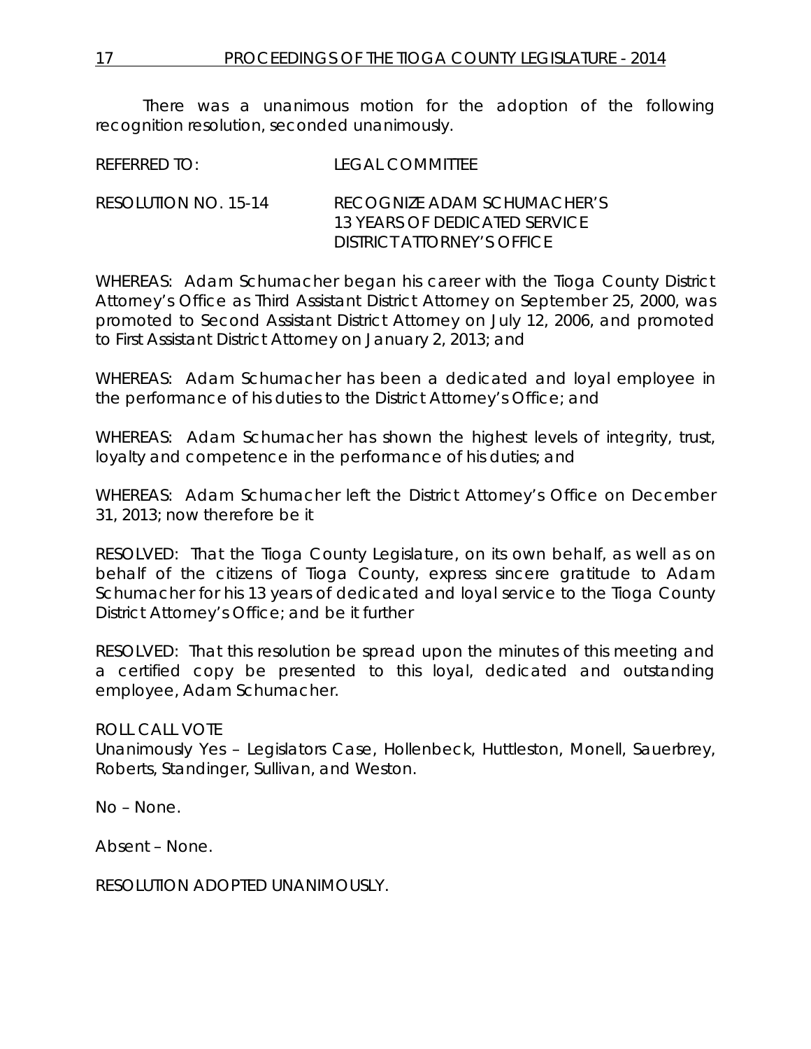There was a unanimous motion for the adoption of the following recognition resolution, seconded unanimously.

REFERRED TO: LEGAL COMMITTEE

RESOLUTION NO. 15-14 RECOGNIZE ADAM SCHUMACHER'S 13 YEARS OF DEDICATED SERVICE DISTRICT ATTORNEY'S OFFICE

WHEREAS: Adam Schumacher began his career with the Tioga County District Attorney's Office as Third Assistant District Attorney on September 25, 2000, was promoted to Second Assistant District Attorney on July 12, 2006, and promoted to First Assistant District Attorney on January 2, 2013; and

WHEREAS: Adam Schumacher has been a dedicated and loyal employee in the performance of his duties to the District Attorney's Office; and

WHEREAS: Adam Schumacher has shown the highest levels of integrity, trust, loyalty and competence in the performance of his duties; and

WHEREAS: Adam Schumacher left the District Attorney's Office on December 31, 2013; now therefore be it

RESOLVED: That the Tioga County Legislature, on its own behalf, as well as on behalf of the citizens of Tioga County, express sincere gratitude to Adam Schumacher for his 13 years of dedicated and loyal service to the Tioga County District Attorney's Office; and be it further

RESOLVED: That this resolution be spread upon the minutes of this meeting and a certified copy be presented to this loyal, dedicated and outstanding employee, Adam Schumacher.

ROLL CALL VOTE
Unanimously Yes – Legislators Case, Hollenbeck, Huttleston, Monell, Sauerbrey, Roberts, Standinger, Sullivan, and Weston.

No – None.

Absent – None.

RESOLUTION ADOPTED UNANIMOUSLY.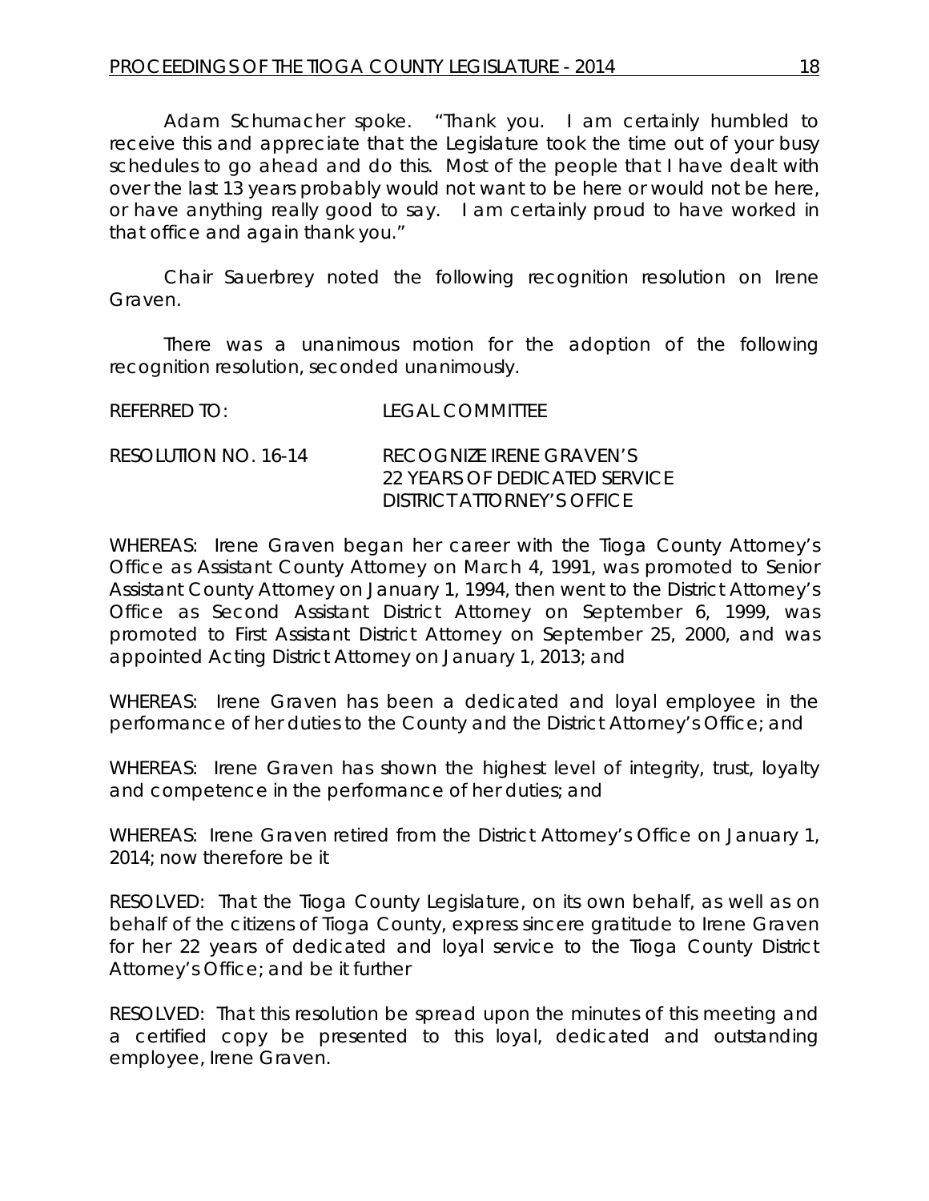Adam Schumacher spoke. "Thank you. I am certainly humbled to receive this and appreciate that the Legislature took the time out of your busy schedules to go ahead and do this. Most of the people that I have dealt with over the last 13 years probably would not want to be here or would not be here, or have anything really good to say. I am certainly proud to have worked in that office and again thank you."

Chair Sauerbrey noted the following recognition resolution on Irene Graven.

There was a unanimous motion for the adoption of the following recognition resolution, seconded unanimously.

REFERRED TO: LEGAL COMMITTEE

RESOLUTION NO. 16-14 RECOGNIZE IRENE GRAVEN'S
22 YEARS OF DEDICATED SERVICE
DISTRICT ATTORNEY'S OFFICE

WHEREAS: Irene Graven began her career with the Tioga County Attorney's Office as Assistant County Attorney on March 4, 1991, was promoted to Senior Assistant County Attorney on January 1, 1994, then went to the District Attorney's Office as Second Assistant District Attorney on September 6, 1999, was promoted to First Assistant District Attorney on September 25, 2000, and was appointed Acting District Attorney on January 1, 2013; and

WHEREAS: Irene Graven has been a dedicated and loyal employee in the performance of her duties to the County and the District Attorney's Office; and

WHEREAS: Irene Graven has shown the highest level of integrity, trust, loyalty and competence in the performance of her duties; and

WHEREAS: Irene Graven retired from the District Attorney's Office on January 1, 2014; now therefore be it

RESOLVED: That the Tioga County Legislature, on its own behalf, as well as on behalf of the citizens of Tioga County, express sincere gratitude to Irene Graven for her 22 years of dedicated and loyal service to the Tioga County District Attorney's Office; and be it further

RESOLVED: That this resolution be spread upon the minutes of this meeting and a certified copy be presented to this loyal, dedicated and outstanding employee, Irene Graven.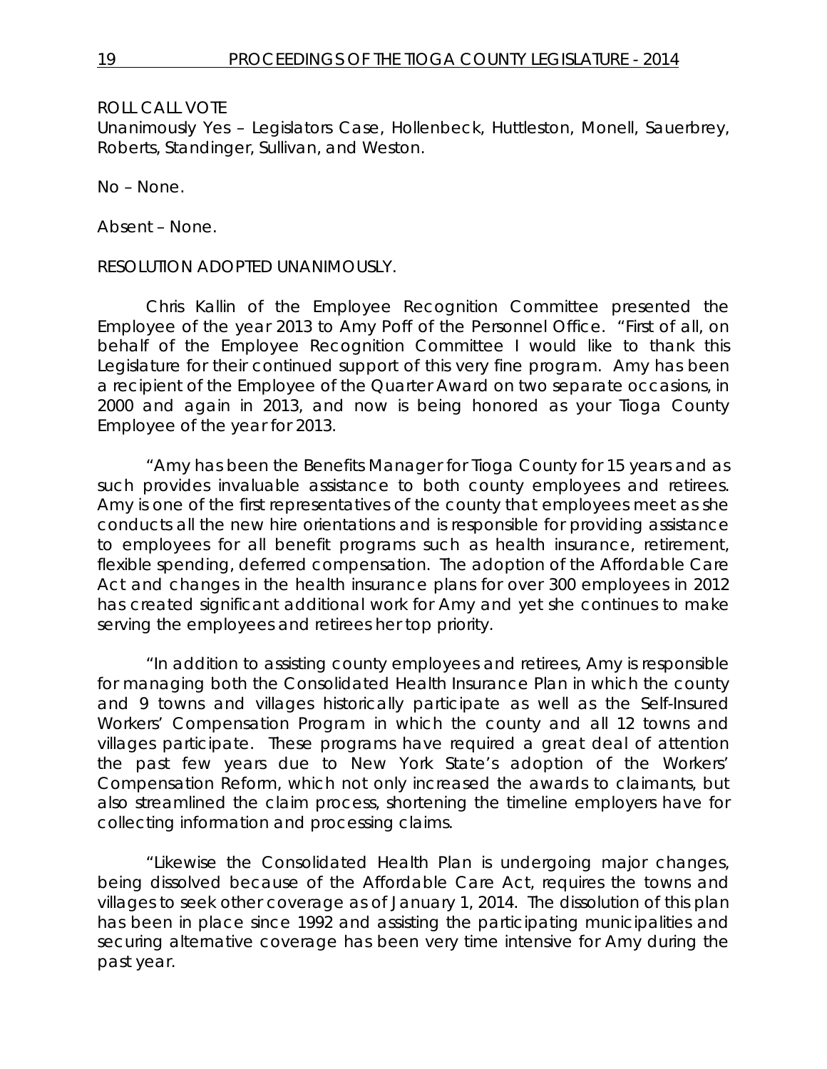ROLL CALL VOTE
Unanimously Yes – Legislators Case, Hollenbeck, Huttleston, Monell, Sauerbrey, Roberts, Standinger, Sullivan, and Weston.

No – None.

Absent – None.

RESOLUTION ADOPTED UNANIMOUSLY.

Chris Kallin of the Employee Recognition Committee presented the Employee of the year 2013 to Amy Poff of the Personnel Office. "First of all, on behalf of the Employee Recognition Committee I would like to thank this Legislature for their continued support of this very fine program. Amy has been a recipient of the Employee of the Quarter Award on two separate occasions, in 2000 and again in 2013, and now is being honored as your Tioga County Employee of the year for 2013.

"Amy has been the Benefits Manager for Tioga County for 15 years and as such provides invaluable assistance to both county employees and retirees. Amy is one of the first representatives of the county that employees meet as she conducts all the new hire orientations and is responsible for providing assistance to employees for all benefit programs such as health insurance, retirement, flexible spending, deferred compensation. The adoption of the Affordable Care Act and changes in the health insurance plans for over 300 employees in 2012 has created significant additional work for Amy and yet she continues to make serving the employees and retirees her top priority.

"In addition to assisting county employees and retirees, Amy is responsible for managing both the Consolidated Health Insurance Plan in which the county and 9 towns and villages historically participate as well as the Self-Insured Workers' Compensation Program in which the county and all 12 towns and villages participate. These programs have required a great deal of attention the past few years due to New York State's adoption of the Workers' Compensation Reform, which not only increased the awards to claimants, but also streamlined the claim process, shortening the timeline employers have for collecting information and processing claims.

"Likewise the Consolidated Health Plan is undergoing major changes, being dissolved because of the Affordable Care Act, requires the towns and villages to seek other coverage as of January 1, 2014. The dissolution of this plan has been in place since 1992 and assisting the participating municipalities and securing alternative coverage has been very time intensive for Amy during the past year.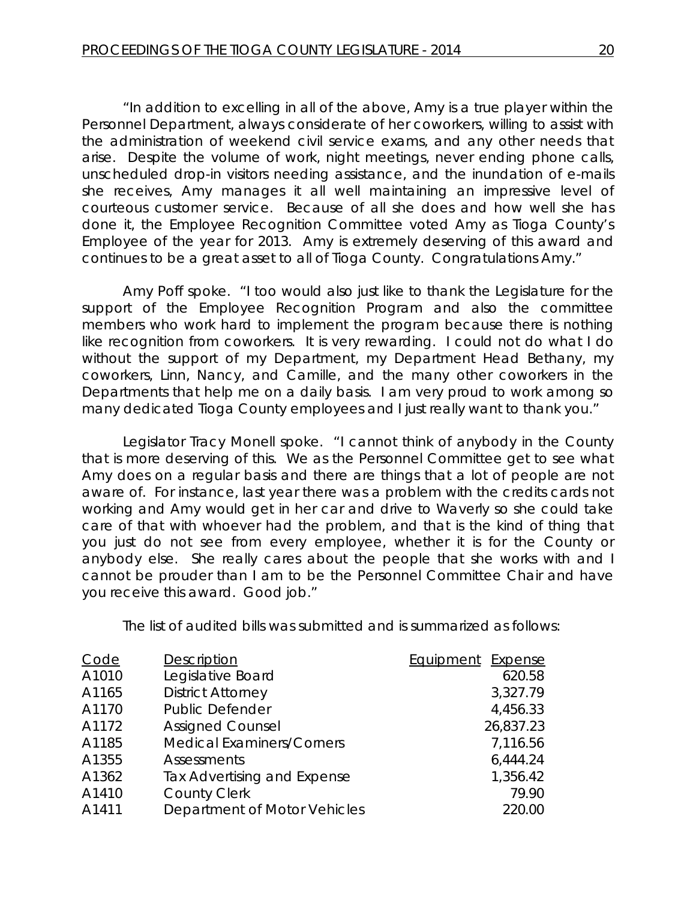"In addition to excelling in all of the above, Amy is a true player within the Personnel Department, always considerate of her coworkers, willing to assist with the administration of weekend civil service exams, and any other needs that arise. Despite the volume of work, night meetings, never ending phone calls, unscheduled drop-in visitors needing assistance, and the inundation of e-mails she receives, Amy manages it all well maintaining an impressive level of courteous customer service. Because of all she does and how well she has done it, the Employee Recognition Committee voted Amy as Tioga County's Employee of the year for 2013. Amy is extremely deserving of this award and continues to be a great asset to all of Tioga County. Congratulations Amy."

Amy Poff spoke. "I too would also just like to thank the Legislature for the support of the Employee Recognition Program and also the committee members who work hard to implement the program because there is nothing like recognition from coworkers. It is very rewarding. I could not do what I do without the support of my Department, my Department Head Bethany, my coworkers, Linn, Nancy, and Camille, and the many other coworkers in the Departments that help me on a daily basis. I am very proud to work among so many dedicated Tioga County employees and I just really want to thank you."

Legislator Tracy Monell spoke. "I cannot think of anybody in the County that is more deserving of this. We as the Personnel Committee get to see what Amy does on a regular basis and there are things that a lot of people are not aware of. For instance, last year there was a problem with the credits cards not working and Amy would get in her car and drive to Waverly so she could take care of that with whoever had the problem, and that is the kind of thing that you just do not see from every employee, whether it is for the County or anybody else. She really cares about the people that she works with and I cannot be prouder than I am to be the Personnel Committee Chair and have you receive this award. Good job."

The list of audited bills was submitted and is summarized as follows:

| Code | Description | Equipment | Expense |
|---|---|---|---|
| A1010 | Legislative Board | | 620.58 |
| A1165 | District Attorney | | 3,327.79 |
| A1170 | Public Defender | | 4,456.33 |
| A1172 | Assigned Counsel | | 26,837.23 |
| A1185 | Medical Examiners/Corners | | 7,116.56 |
| A1355 | Assessments | | 6,444.24 |
| A1362 | Tax Advertising and Expense | | 1,356.42 |
| A1410 | County Clerk | | 79.90 |
| A1411 | Department of Motor Vehicles | | 220.00 |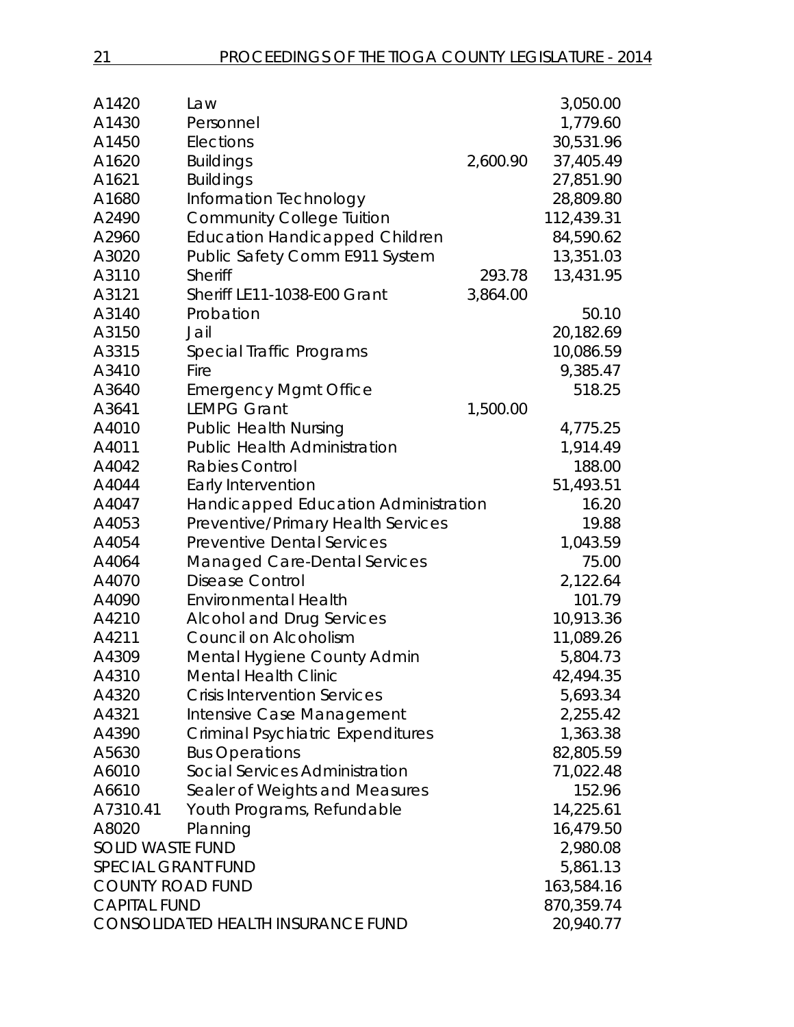| | | | |
|---|---|---|---|
| A1420 | Law | | 3,050.00 |
| A1430 | Personnel | | 1,779.60 |
| A1450 | Elections | | 30,531.96 |
| A1620 | Buildings | 2,600.90 | 37,405.49 |
| A1621 | Buildings | | 27,851.90 |
| A1680 | Information Technology | | 28,809.80 |
| A2490 | Community College Tuition | | 112,439.31 |
| A2960 | Education Handicapped Children | | 84,590.62 |
| A3020 | Public Safety Comm E911 System | | 13,351.03 |
| A3110 | Sheriff | 293.78 | 13,431.95 |
| A3121 | Sheriff LE11-1038-E00 Grant | 3,864.00 | |
| A3140 | Probation | | 50.10 |
| A3150 | Jail | | 20,182.69 |
| A3315 | Special Traffic Programs | | 10,086.59 |
| A3410 | Fire | | 9,385.47 |
| A3640 | Emergency Mgmt Office | | 518.25 |
| A3641 | LEMPG Grant | 1,500.00 | |
| A4010 | Public Health Nursing | | 4,775.25 |
| A4011 | Public Health Administration | | 1,914.49 |
| A4042 | Rabies Control | | 188.00 |
| A4044 | Early Intervention | | 51,493.51 |
| A4047 | Handicapped Education Administration | | 16.20 |
| A4053 | Preventive/Primary Health Services | | 19.88 |
| A4054 | Preventive Dental Services | | 1,043.59 |
| A4064 | Managed Care-Dental Services | | 75.00 |
| A4070 | Disease Control | | 2,122.64 |
| A4090 | Environmental Health | | 101.79 |
| A4210 | Alcohol and Drug Services | | 10,913.36 |
| A4211 | Council on Alcoholism | | 11,089.26 |
| A4309 | Mental Hygiene County Admin | | 5,804.73 |
| A4310 | Mental Health Clinic | | 42,494.35 |
| A4320 | Crisis Intervention Services | | 5,693.34 |
| A4321 | Intensive Case Management | | 2,255.42 |
| A4390 | Criminal Psychiatric Expenditures | | 1,363.38 |
| A5630 | Bus Operations | | 82,805.59 |
| A6010 | Social Services Administration | | 71,022.48 |
| A6610 | Sealer of Weights and Measures | | 152.96 |
| A7310.41 | Youth Programs, Refundable | | 14,225.61 |
| A8020 | Planning | | 16,479.50 |
| SOLID WASTE FUND | | | 2,980.08 |
| SPECIAL GRANT FUND | | | 5,861.13 |
| COUNTY ROAD FUND | | | 163,584.16 |
| CAPITAL FUND | | | 870,359.74 |
| CONSOLIDATED HEALTH INSURANCE FUND | | | 20,940.77 |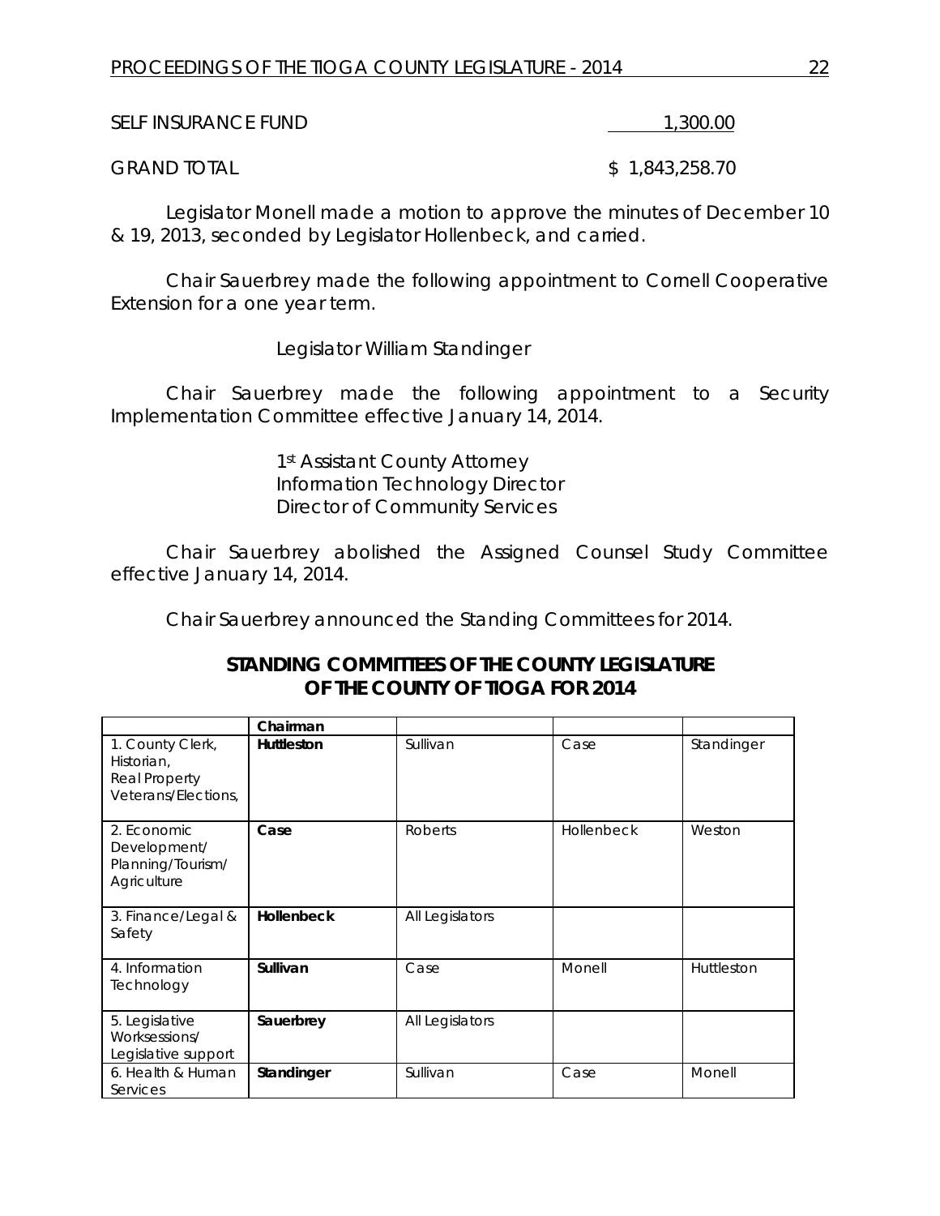SELF INSURANCE FUND 1,300.00

GRAND TOTAL $ 1,843,258.70

Legislator Monell made a motion to approve the minutes of December 10 & 19, 2013, seconded by Legislator Hollenbeck, and carried.

Chair Sauerbrey made the following appointment to Cornell Cooperative Extension for a one year term.

Legislator William Standinger

Chair Sauerbrey made the following appointment to a Security Implementation Committee effective January 14, 2014.

1st Assistant County Attorney
Information Technology Director
Director of Community Services

Chair Sauerbrey abolished the Assigned Counsel Study Committee effective January 14, 2014.

Chair Sauerbrey announced the Standing Committees for 2014.

## STANDING COMMITTEES OF THE COUNTY LEGISLATURE OF THE COUNTY OF TIOGA FOR 2014

| | **Chairman** | | | |
|---|---|---|---|---|
| 1. County Clerk, Historian, Real Property Veterans/Elections, | **Huttleston** | Sullivan | Case | Standinger |
| 2. Economic Development/ Planning/Tourism/ Agriculture | **Case** | Roberts | Hollenbeck | Weston |
| 3. Finance/Legal & Safety | **Hollenbeck** | All Legislators | | |
| 4. Information Technology | **Sullivan** | Case | Monell | Huttleston |
| 5. Legislative Worksessions/ Legislative support | **Sauerbrey** | All Legislators | | |
| 6. Health & Human Services | **Standinger** | Sullivan | Case | Monell |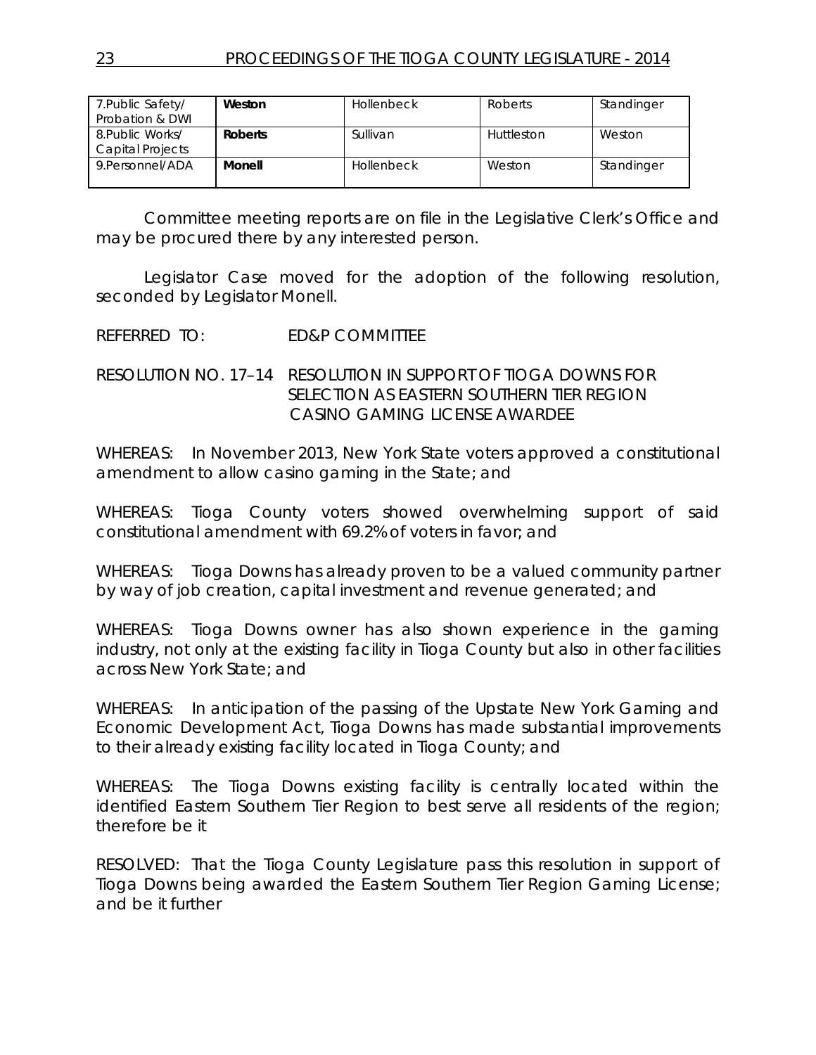| 7.Public Safety/ Probation & DWI | **Weston** | Hollenbeck | Roberts | Standinger |
|---|---|---|---|---|
| 8.Public Works/ Capital Projects | **Roberts** | Sullivan | Huttleston | Weston |
| 9.Personnel/ADA | **Monell** | Hollenbeck | Weston | Standinger |

Committee meeting reports are on file in the Legislative Clerk's Office and may be procured there by any interested person.

Legislator Case moved for the adoption of the following resolution, seconded by Legislator Monell.

REFERRED TO: ED&P COMMITTEE

RESOLUTION NO. 17–14 RESOLUTION IN SUPPORT OF TIOGA DOWNS FOR SELECTION AS EASTERN SOUTHERN TIER REGION CASINO GAMING LICENSE AWARDEE

WHEREAS: In November 2013, New York State voters approved a constitutional amendment to allow casino gaming in the State; and

WHEREAS: Tioga County voters showed overwhelming support of said constitutional amendment with 69.2% of voters in favor; and

WHEREAS: Tioga Downs has already proven to be a valued community partner by way of job creation, capital investment and revenue generated; and

WHEREAS: Tioga Downs owner has also shown experience in the gaming industry, not only at the existing facility in Tioga County but also in other facilities across New York State; and

WHEREAS: In anticipation of the passing of the Upstate New York Gaming and Economic Development Act, Tioga Downs has made substantial improvements to their already existing facility located in Tioga County; and

WHEREAS: The Tioga Downs existing facility is centrally located within the identified Eastern Southern Tier Region to best serve all residents of the region; therefore be it

RESOLVED: That the Tioga County Legislature pass this resolution in support of Tioga Downs being awarded the Eastern Southern Tier Region Gaming License; and be it further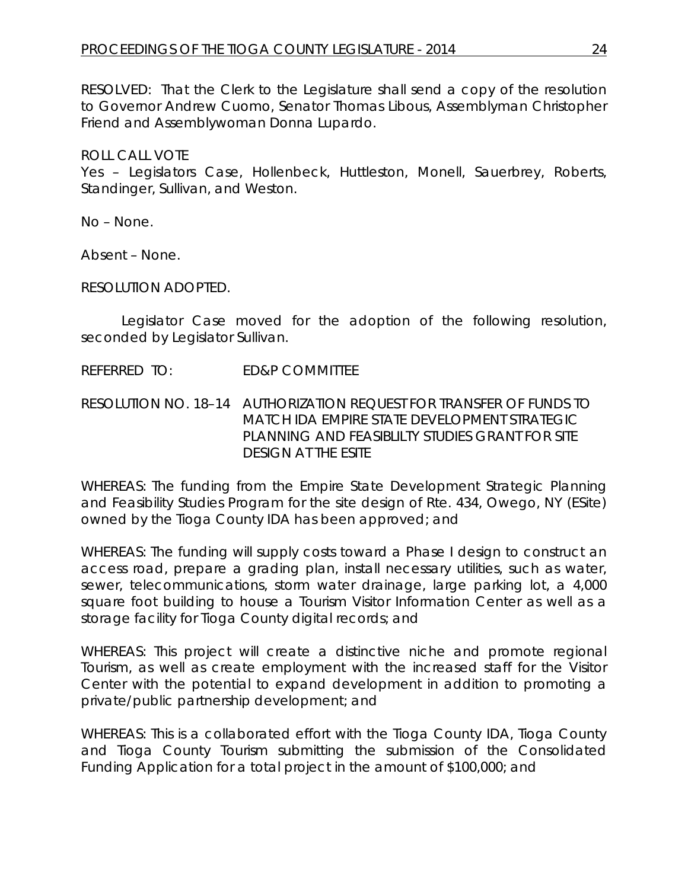RESOLVED: That the Clerk to the Legislature shall send a copy of the resolution to Governor Andrew Cuomo, Senator Thomas Libous, Assemblyman Christopher Friend and Assemblywoman Donna Lupardo.

ROLL CALL VOTE
Yes – Legislators Case, Hollenbeck, Huttleston, Monell, Sauerbrey, Roberts, Standinger, Sullivan, and Weston.

No – None.

Absent – None.

RESOLUTION ADOPTED.

Legislator Case moved for the adoption of the following resolution, seconded by Legislator Sullivan.

REFERRED TO: ED&P COMMITTEE

RESOLUTION NO. 18–14 AUTHORIZATION REQUEST FOR TRANSFER OF FUNDS TO MATCH IDA EMPIRE STATE DEVELOPMENT STRATEGIC PLANNING AND FEASIBLILTY STUDIES GRANT FOR SITE DESIGN AT THE ESITE

WHEREAS: The funding from the Empire State Development Strategic Planning and Feasibility Studies Program for the site design of Rte. 434, Owego, NY (ESite) owned by the Tioga County IDA has been approved; and

WHEREAS: The funding will supply costs toward a Phase I design to construct an access road, prepare a grading plan, install necessary utilities, such as water, sewer, telecommunications, storm water drainage, large parking lot, a 4,000 square foot building to house a Tourism Visitor Information Center as well as a storage facility for Tioga County digital records; and

WHEREAS: This project will create a distinctive niche and promote regional Tourism, as well as create employment with the increased staff for the Visitor Center with the potential to expand development in addition to promoting a private/public partnership development; and

WHEREAS: This is a collaborated effort with the Tioga County IDA, Tioga County and Tioga County Tourism submitting the submission of the Consolidated Funding Application for a total project in the amount of $100,000; and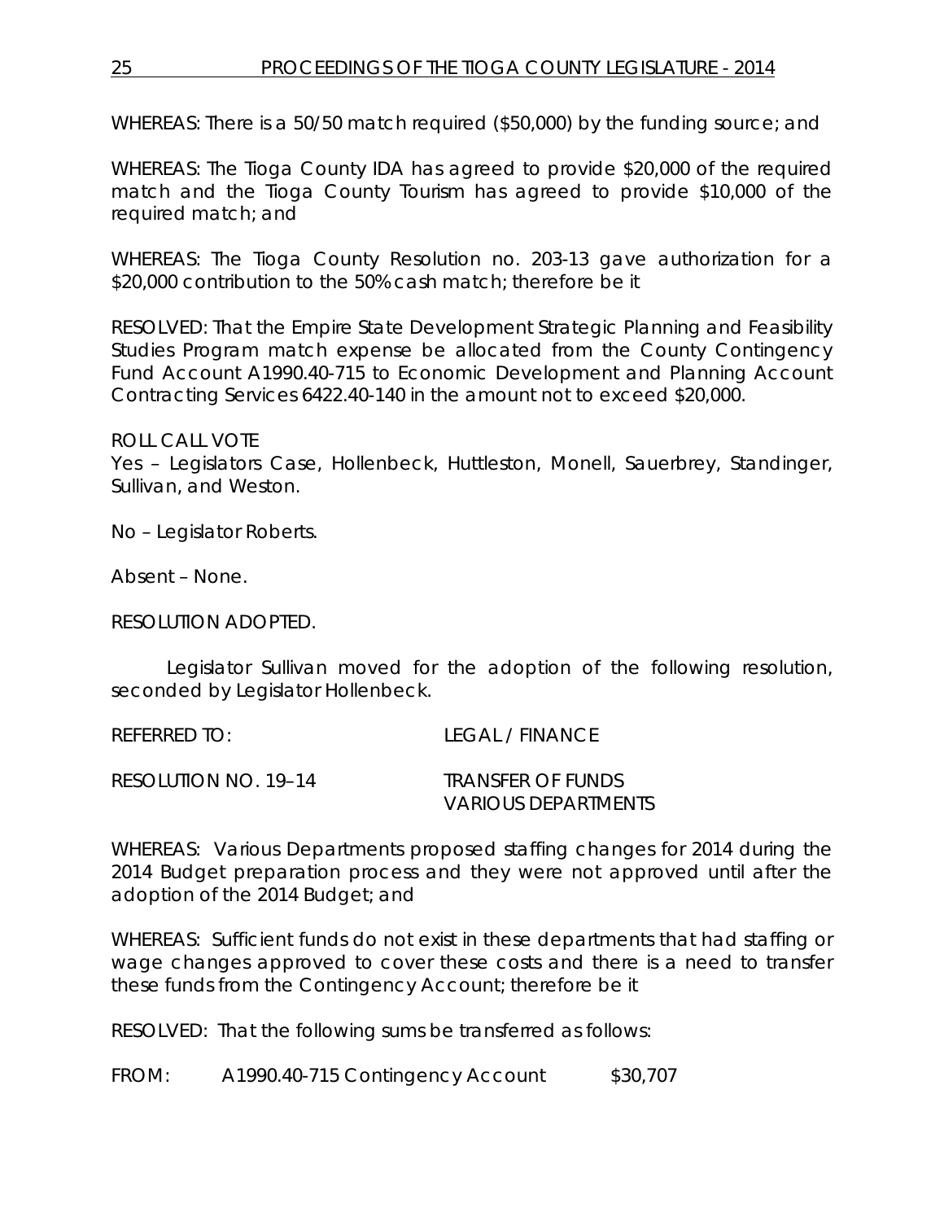WHEREAS: There is a 50/50 match required ($50,000) by the funding source; and

WHEREAS: The Tioga County IDA has agreed to provide $20,000 of the required match and the Tioga County Tourism has agreed to provide $10,000 of the required match; and

WHEREAS: The Tioga County Resolution no. 203-13 gave authorization for a $20,000 contribution to the 50% cash match; therefore be it

RESOLVED: That the Empire State Development Strategic Planning and Feasibility Studies Program match expense be allocated from the County Contingency Fund Account A1990.40-715 to Economic Development and Planning Account Contracting Services 6422.40-140 in the amount not to exceed $20,000.

ROLL CALL VOTE
Yes – Legislators Case, Hollenbeck, Huttleston, Monell, Sauerbrey, Standinger, Sullivan, and Weston.

No – Legislator Roberts.

Absent – None.

RESOLUTION ADOPTED.

Legislator Sullivan moved for the adoption of the following resolution, seconded by Legislator Hollenbeck.

REFERRED TO: LEGAL / FINANCE

RESOLUTION NO. 19–14 TRANSFER OF FUNDS
VARIOUS DEPARTMENTS

WHEREAS: Various Departments proposed staffing changes for 2014 during the 2014 Budget preparation process and they were not approved until after the adoption of the 2014 Budget; and

WHEREAS: Sufficient funds do not exist in these departments that had staffing or wage changes approved to cover these costs and there is a need to transfer these funds from the Contingency Account; therefore be it

RESOLVED: That the following sums be transferred as follows:

FROM: A1990.40-715 Contingency Account $30,707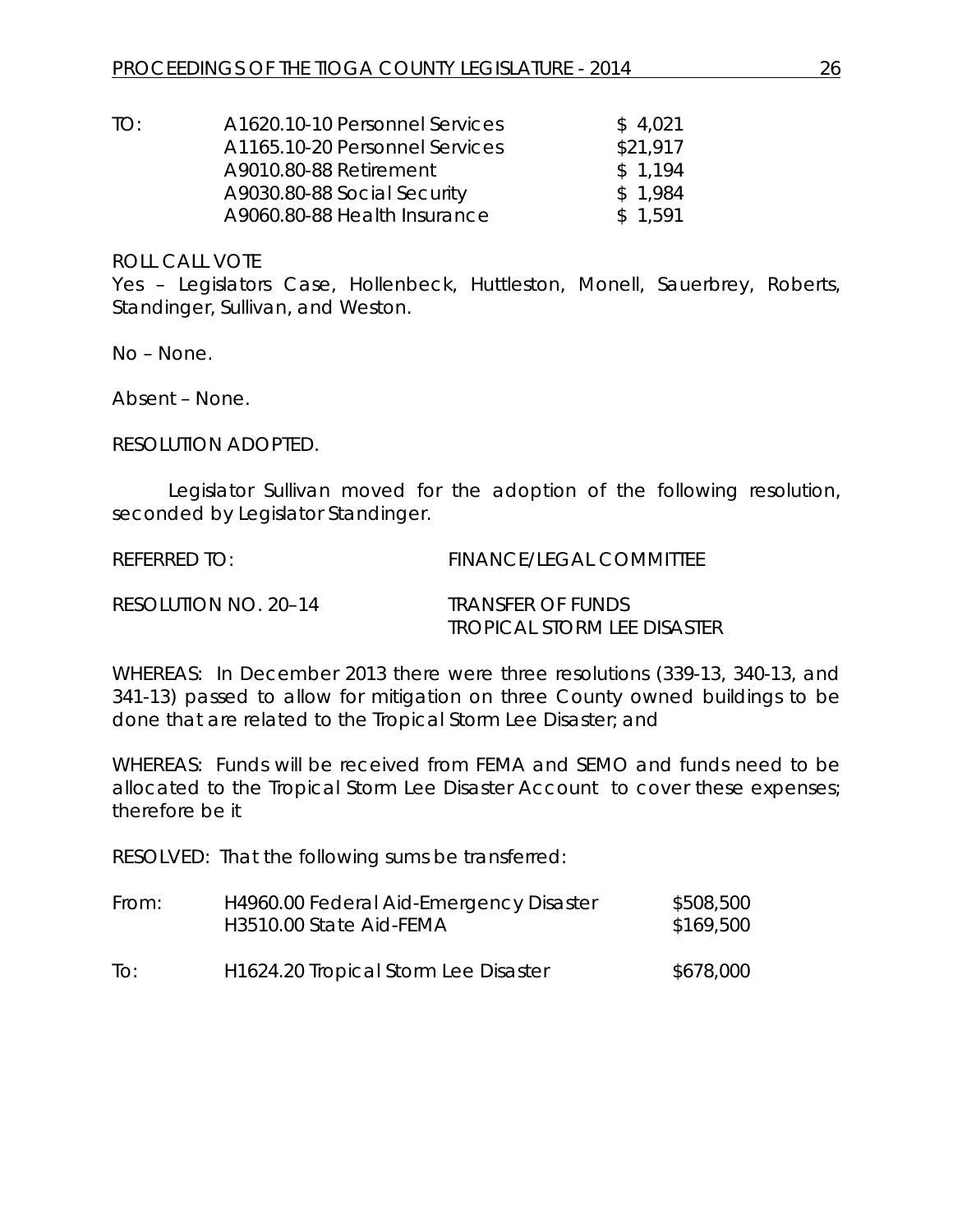| TO: | A1620.10-10 Personnel Services | $ 4,021 |
|---|---|---|
| | A1165.10-20 Personnel Services | $21,917 |
| | A9010.80-88 Retirement | $ 1,194 |
| | A9030.80-88 Social Security | $ 1,984 |
| | A9060.80-88 Health Insurance | $ 1,591 |

ROLL CALL VOTE
Yes – Legislators Case, Hollenbeck, Huttleston, Monell, Sauerbrey, Roberts, Standinger, Sullivan, and Weston.

No – None.

Absent – None.

RESOLUTION ADOPTED.

Legislator Sullivan moved for the adoption of the following resolution, seconded by Legislator Standinger.

REFERRED TO: FINANCE/LEGAL COMMITTEE

RESOLUTION NO. 20–14 TRANSFER OF FUNDS
TROPICAL STORM LEE DISASTER

WHEREAS: In December 2013 there were three resolutions (339-13, 340-13, and 341-13) passed to allow for mitigation on three County owned buildings to be done that are related to the Tropical Storm Lee Disaster; and

WHEREAS: Funds will be received from FEMA and SEMO and funds need to be allocated to the Tropical Storm Lee Disaster Account to cover these expenses; therefore be it

RESOLVED: That the following sums be transferred:

| From: | H4960.00 Federal Aid-Emergency Disaster | $508,500 |
|---|---|---|
| | H3510.00 State Aid-FEMA | $169,500 |
| To: | H1624.20 Tropical Storm Lee Disaster | $678,000 |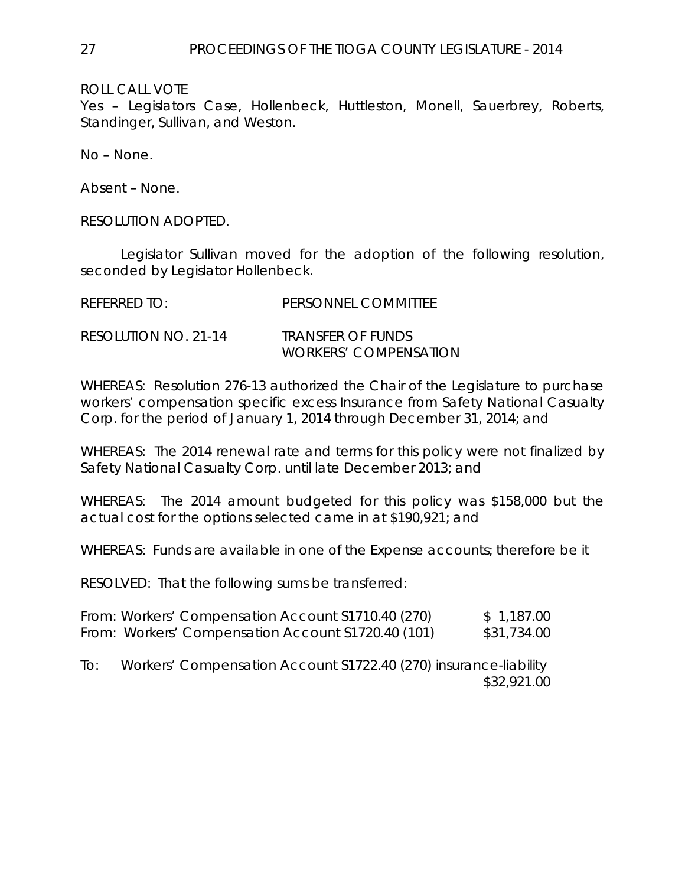ROLL CALL VOTE
Yes – Legislators Case, Hollenbeck, Huttleston, Monell, Sauerbrey, Roberts, Standinger, Sullivan, and Weston.

No – None.

Absent – None.

RESOLUTION ADOPTED.

Legislator Sullivan moved for the adoption of the following resolution, seconded by Legislator Hollenbeck.

REFERRED TO: PERSONNEL COMMITTEE

RESOLUTION NO. 21-14 TRANSFER OF FUNDS WORKERS' COMPENSATION

WHEREAS: Resolution 276-13 authorized the Chair of the Legislature to purchase workers' compensation specific excess Insurance from Safety National Casualty Corp. for the period of January 1, 2014 through December 31, 2014; and

WHEREAS: The 2014 renewal rate and terms for this policy were not finalized by Safety National Casualty Corp. until late December 2013; and

WHEREAS: The 2014 amount budgeted for this policy was $158,000 but the actual cost for the options selected came in at $190,921; and

WHEREAS: Funds are available in one of the Expense accounts; therefore be it

RESOLVED: That the following sums be transferred:

From: Workers' Compensation Account S1710.40 (270) $ 1,187.00
From: Workers' Compensation Account S1720.40 (101) $31,734.00

To: Workers' Compensation Account S1722.40 (270) insurance-liability $32,921.00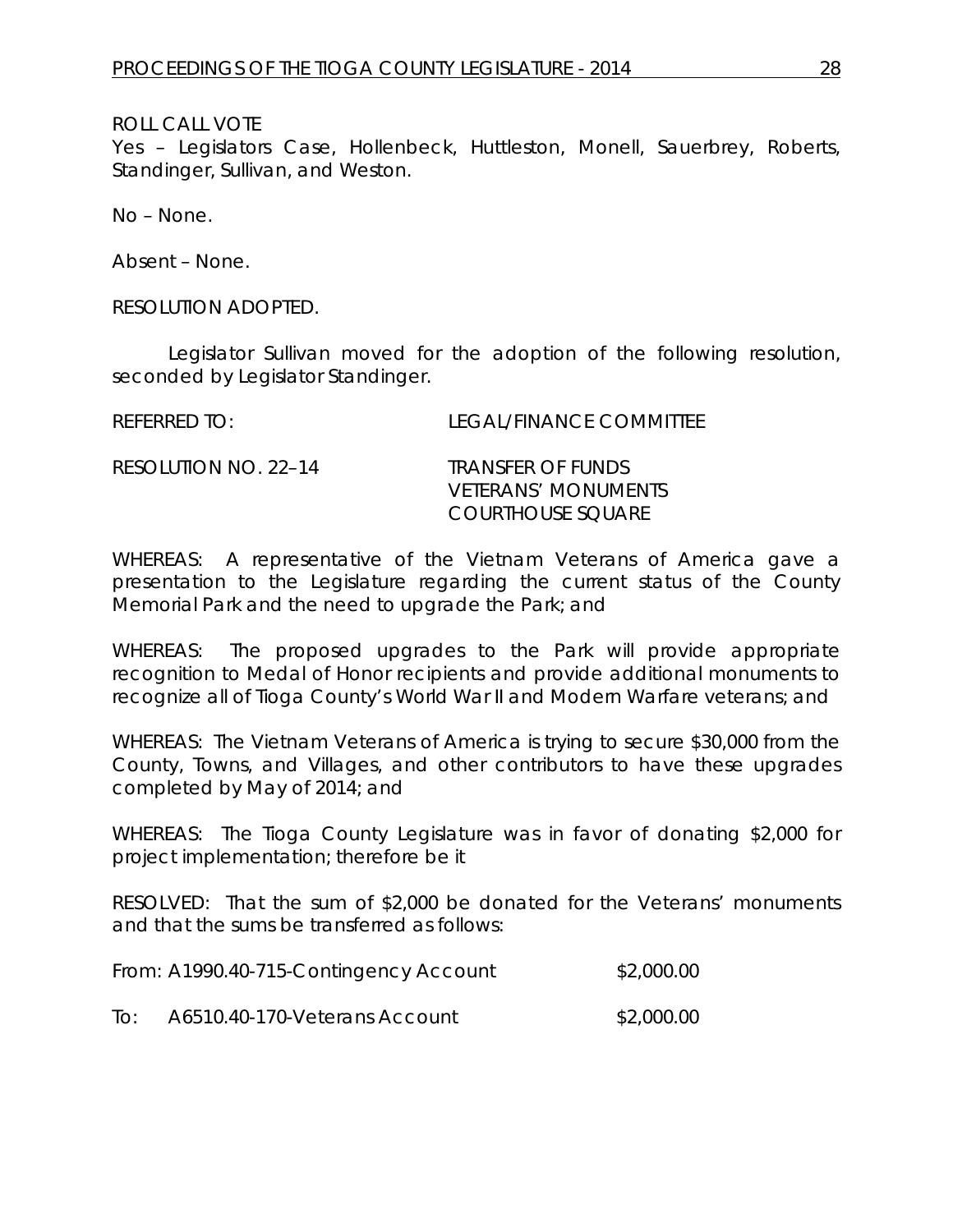ROLL CALL VOTE
Yes – Legislators Case, Hollenbeck, Huttleston, Monell, Sauerbrey, Roberts, Standinger, Sullivan, and Weston.

No – None.

Absent – None.

RESOLUTION ADOPTED.

Legislator Sullivan moved for the adoption of the following resolution, seconded by Legislator Standinger.

REFERRED TO: LEGAL/FINANCE COMMITTEE

RESOLUTION NO. 22–14 TRANSFER OF FUNDS
VETERANS' MONUMENTS
COURTHOUSE SQUARE

WHEREAS: A representative of the Vietnam Veterans of America gave a presentation to the Legislature regarding the current status of the County Memorial Park and the need to upgrade the Park; and

WHEREAS: The proposed upgrades to the Park will provide appropriate recognition to Medal of Honor recipients and provide additional monuments to recognize all of Tioga County's World War II and Modern Warfare veterans; and

WHEREAS: The Vietnam Veterans of America is trying to secure $30,000 from the County, Towns, and Villages, and other contributors to have these upgrades completed by May of 2014; and

WHEREAS: The Tioga County Legislature was in favor of donating $2,000 for project implementation; therefore be it

RESOLVED: That the sum of $2,000 be donated for the Veterans' monuments and that the sums be transferred as follows:

From: A1990.40-715-Contingency Account $2,000.00

To: A6510.40-170-Veterans Account $2,000.00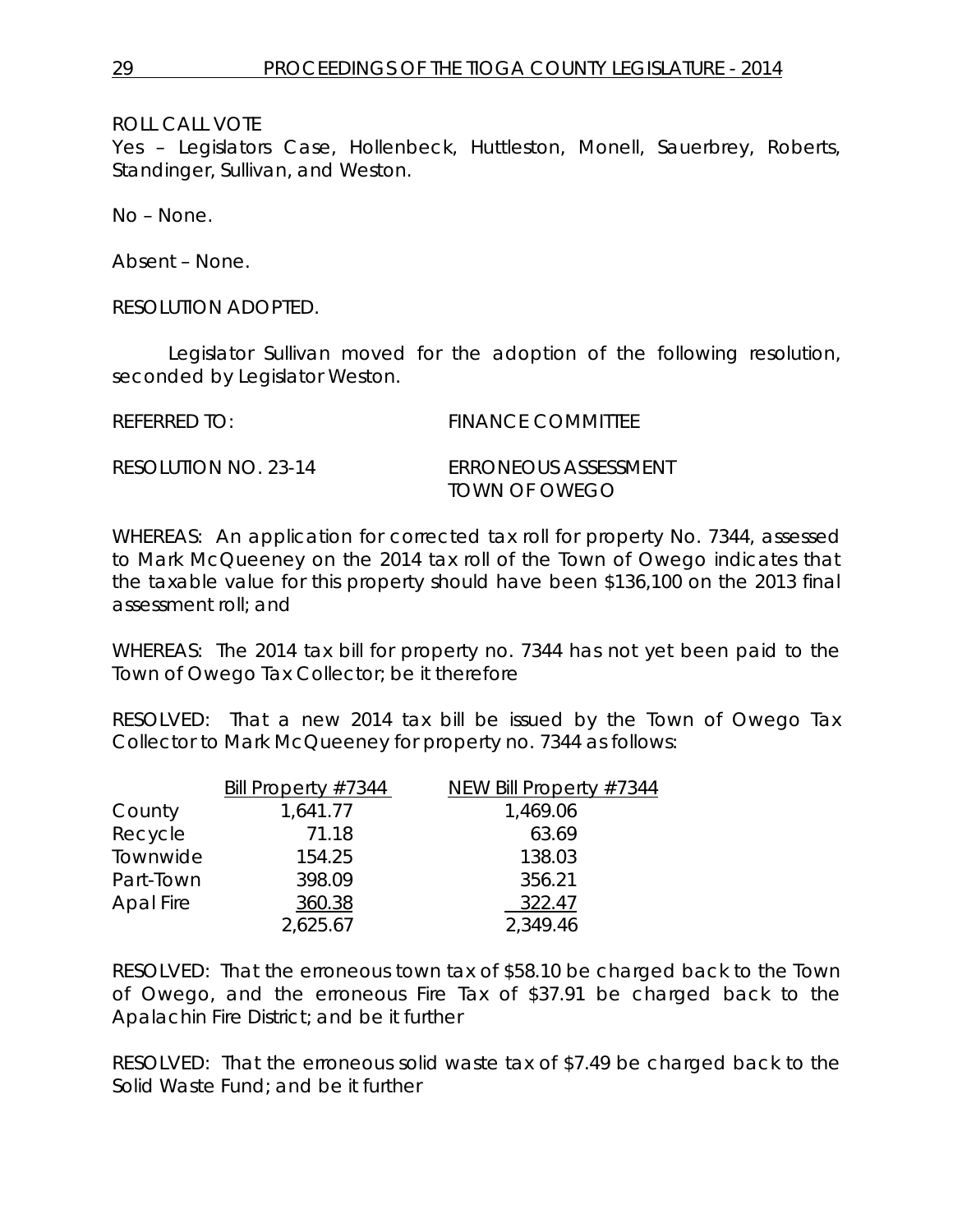ROLL CALL VOTE
Yes – Legislators Case, Hollenbeck, Huttleston, Monell, Sauerbrey, Roberts, Standinger, Sullivan, and Weston.

No – None.

Absent – None.

RESOLUTION ADOPTED.

Legislator Sullivan moved for the adoption of the following resolution, seconded by Legislator Weston.

REFERRED TO: FINANCE COMMITTEE

RESOLUTION NO. 23-14 ERRONEOUS ASSESSMENT
TOWN OF OWEGO

WHEREAS: An application for corrected tax roll for property No. 7344, assessed to Mark McQueeney on the 2014 tax roll of the Town of Owego indicates that the taxable value for this property should have been $136,100 on the 2013 final assessment roll; and

WHEREAS: The 2014 tax bill for property no. 7344 has not yet been paid to the Town of Owego Tax Collector; be it therefore

RESOLVED: That a new 2014 tax bill be issued by the Town of Owego Tax Collector to Mark McQueeney for property no. 7344 as follows:

| | Bill Property #7344 | NEW Bill Property #7344 |
|---|---|---|
| County | 1,641.77 | 1,469.06 |
| Recycle | 71.18 | 63.69 |
| Townwide | 154.25 | 138.03 |
| Part-Town | 398.09 | 356.21 |
| Apal Fire | 360.38 | 322.47 |
| | 2,625.67 | 2,349.46 |

RESOLVED: That the erroneous town tax of $58.10 be charged back to the Town of Owego, and the erroneous Fire Tax of $37.91 be charged back to the Apalachin Fire District; and be it further

RESOLVED: That the erroneous solid waste tax of $7.49 be charged back to the Solid Waste Fund; and be it further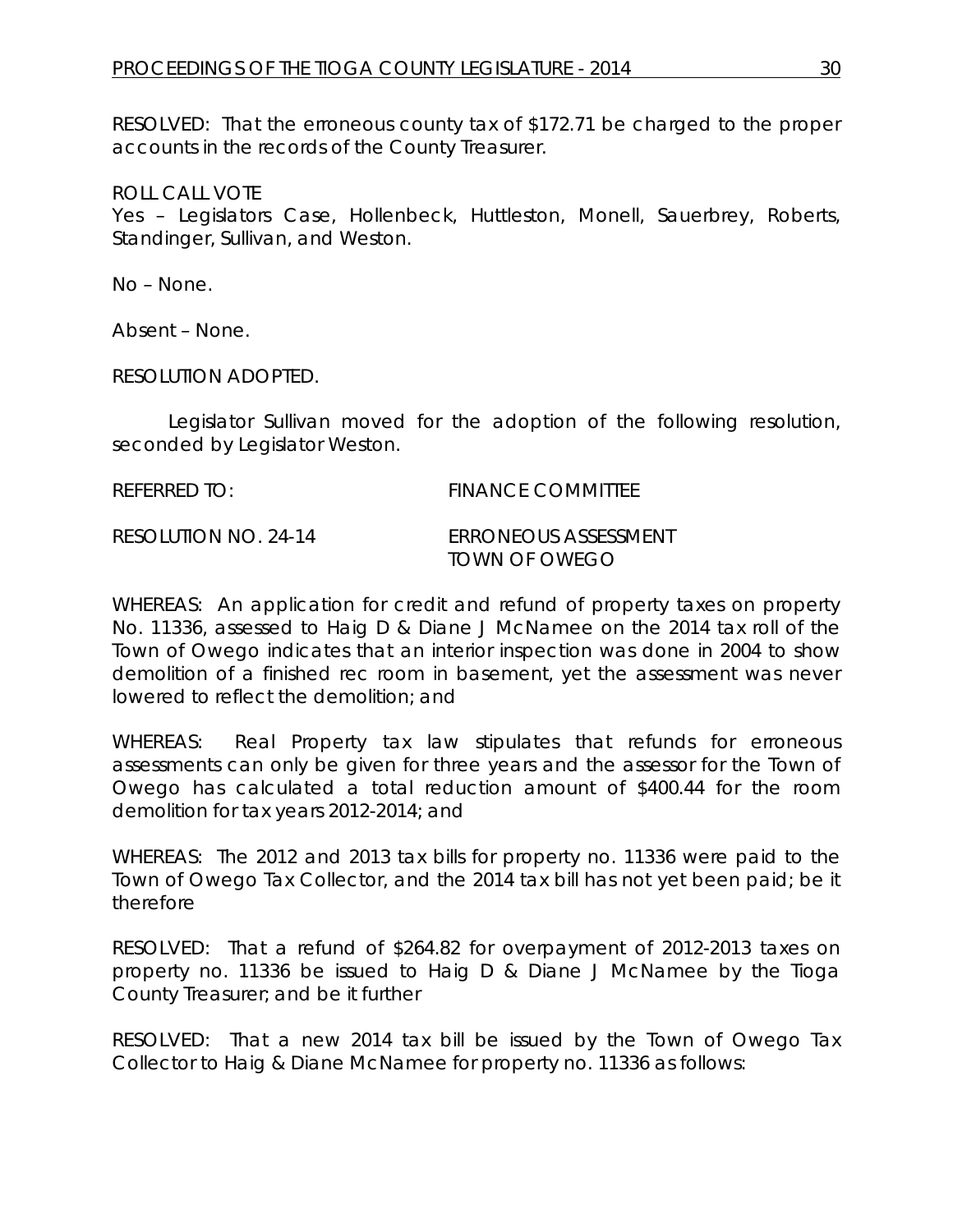RESOLVED: That the erroneous county tax of $172.71 be charged to the proper accounts in the records of the County Treasurer.

ROLL CALL VOTE
Yes – Legislators Case, Hollenbeck, Huttleston, Monell, Sauerbrey, Roberts, Standinger, Sullivan, and Weston.

No – None.

Absent – None.

RESOLUTION ADOPTED.

Legislator Sullivan moved for the adoption of the following resolution, seconded by Legislator Weston.

REFERRED TO: FINANCE COMMITTEE

RESOLUTION NO. 24-14 ERRONEOUS ASSESSMENT TOWN OF OWEGO

WHEREAS: An application for credit and refund of property taxes on property No. 11336, assessed to Haig D & Diane J McNamee on the 2014 tax roll of the Town of Owego indicates that an interior inspection was done in 2004 to show demolition of a finished rec room in basement, yet the assessment was never lowered to reflect the demolition; and

WHEREAS: Real Property tax law stipulates that refunds for erroneous assessments can only be given for three years and the assessor for the Town of Owego has calculated a total reduction amount of $400.44 for the room demolition for tax years 2012-2014; and

WHEREAS: The 2012 and 2013 tax bills for property no. 11336 were paid to the Town of Owego Tax Collector, and the 2014 tax bill has not yet been paid; be it therefore

RESOLVED: That a refund of $264.82 for overpayment of 2012-2013 taxes on property no. 11336 be issued to Haig D & Diane J McNamee by the Tioga County Treasurer; and be it further

RESOLVED: That a new 2014 tax bill be issued by the Town of Owego Tax Collector to Haig & Diane McNamee for property no. 11336 as follows: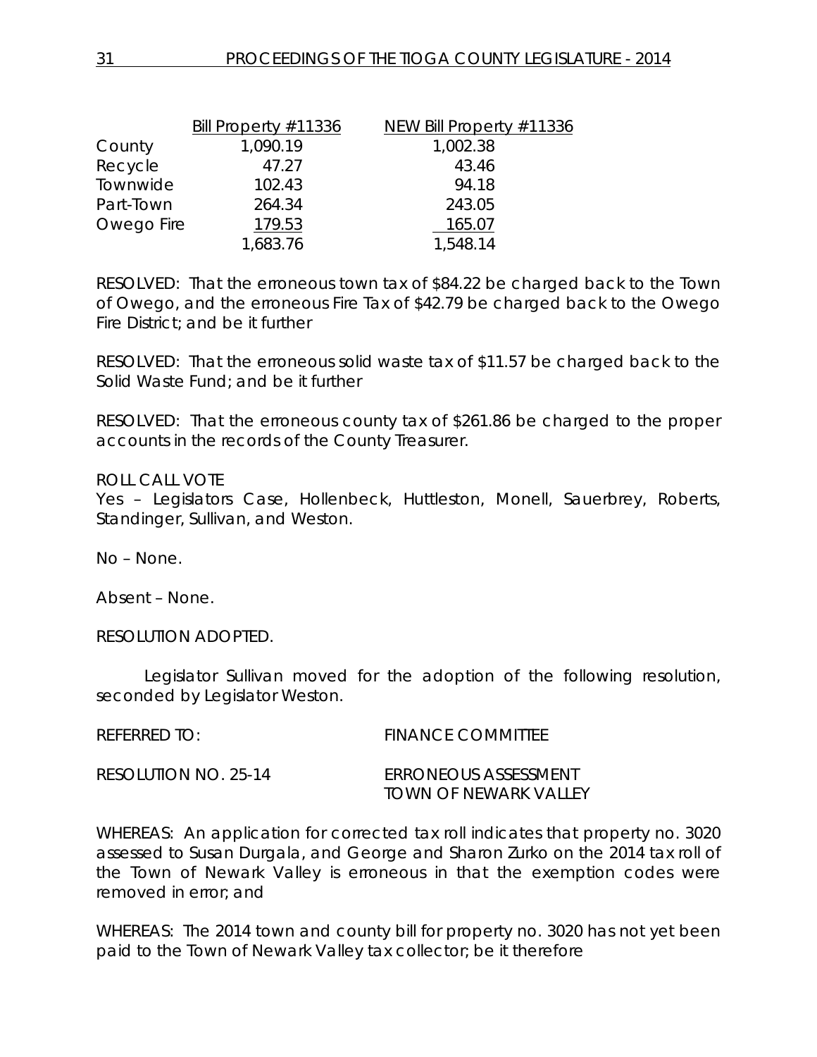| | Bill Property #11336 | NEW Bill Property #11336 |
|---|---|---|
| County | 1,090.19 | 1,002.38 |
| Recycle | 47.27 | 43.46 |
| Townwide | 102.43 | 94.18 |
| Part-Town | 264.34 | 243.05 |
| Owego Fire | 179.53 | 165.07 |
| | 1,683.76 | 1,548.14 |

RESOLVED: That the erroneous town tax of $84.22 be charged back to the Town of Owego, and the erroneous Fire Tax of $42.79 be charged back to the Owego Fire District; and be it further

RESOLVED: That the erroneous solid waste tax of $11.57 be charged back to the Solid Waste Fund; and be it further

RESOLVED: That the erroneous county tax of $261.86 be charged to the proper accounts in the records of the County Treasurer.

ROLL CALL VOTE
Yes – Legislators Case, Hollenbeck, Huttleston, Monell, Sauerbrey, Roberts, Standinger, Sullivan, and Weston.

No – None.

Absent – None.

RESOLUTION ADOPTED.

Legislator Sullivan moved for the adoption of the following resolution, seconded by Legislator Weston.

REFERRED TO: FINANCE COMMITTEE

RESOLUTION NO. 25-14 ERRONEOUS ASSESSMENT
TOWN OF NEWARK VALLEY

WHEREAS: An application for corrected tax roll indicates that property no. 3020 assessed to Susan Durgala, and George and Sharon Zurko on the 2014 tax roll of the Town of Newark Valley is erroneous in that the exemption codes were removed in error; and

WHEREAS: The 2014 town and county bill for property no. 3020 has not yet been paid to the Town of Newark Valley tax collector; be it therefore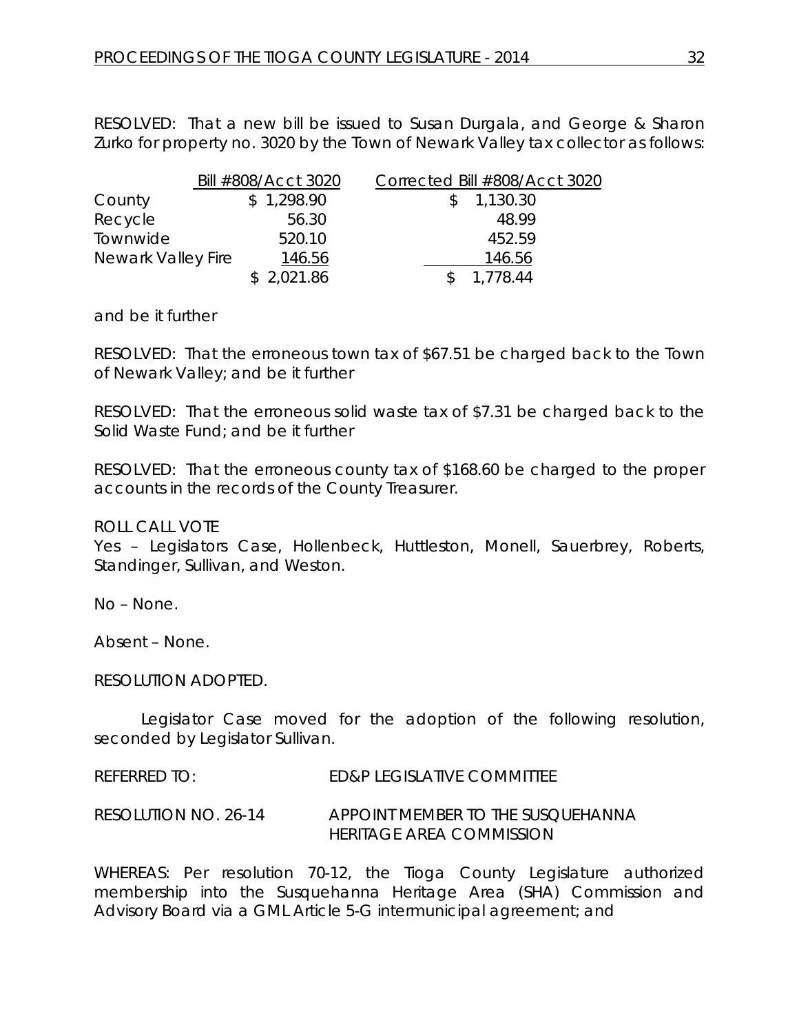RESOLVED: That a new bill be issued to Susan Durgala, and George & Sharon Zurko for property no. 3020 by the Town of Newark Valley tax collector as follows:

| | Bill #808/Acct 3020 | Corrected Bill #808/Acct 3020 |
|---|---|---|
| County | $ 1,298.90 | $ 1,130.30 |
| Recycle | 56.30 | 48.99 |
| Townwide | 520.10 | 452.59 |
| Newark Valley Fire | 146.56 | 146.56 |
| | $ 2,021.86 | $ 1,778.44 |

and be it further

RESOLVED: That the erroneous town tax of $67.51 be charged back to the Town of Newark Valley; and be it further

RESOLVED: That the erroneous solid waste tax of $7.31 be charged back to the Solid Waste Fund; and be it further

RESOLVED: That the erroneous county tax of $168.60 be charged to the proper accounts in the records of the County Treasurer.

ROLL CALL VOTE
Yes – Legislators Case, Hollenbeck, Huttleston, Monell, Sauerbrey, Roberts, Standinger, Sullivan, and Weston.

No – None.

Absent – None.

RESOLUTION ADOPTED.

Legislator Case moved for the adoption of the following resolution, seconded by Legislator Sullivan.

REFERRED TO: ED&P LEGISLATIVE COMMITTEE

RESOLUTION NO. 26-14 APPOINT MEMBER TO THE SUSQUEHANNA HERITAGE AREA COMMISSION

WHEREAS: Per resolution 70-12, the Tioga County Legislature authorized membership into the Susquehanna Heritage Area (SHA) Commission and Advisory Board via a GML Article 5-G intermunicipal agreement; and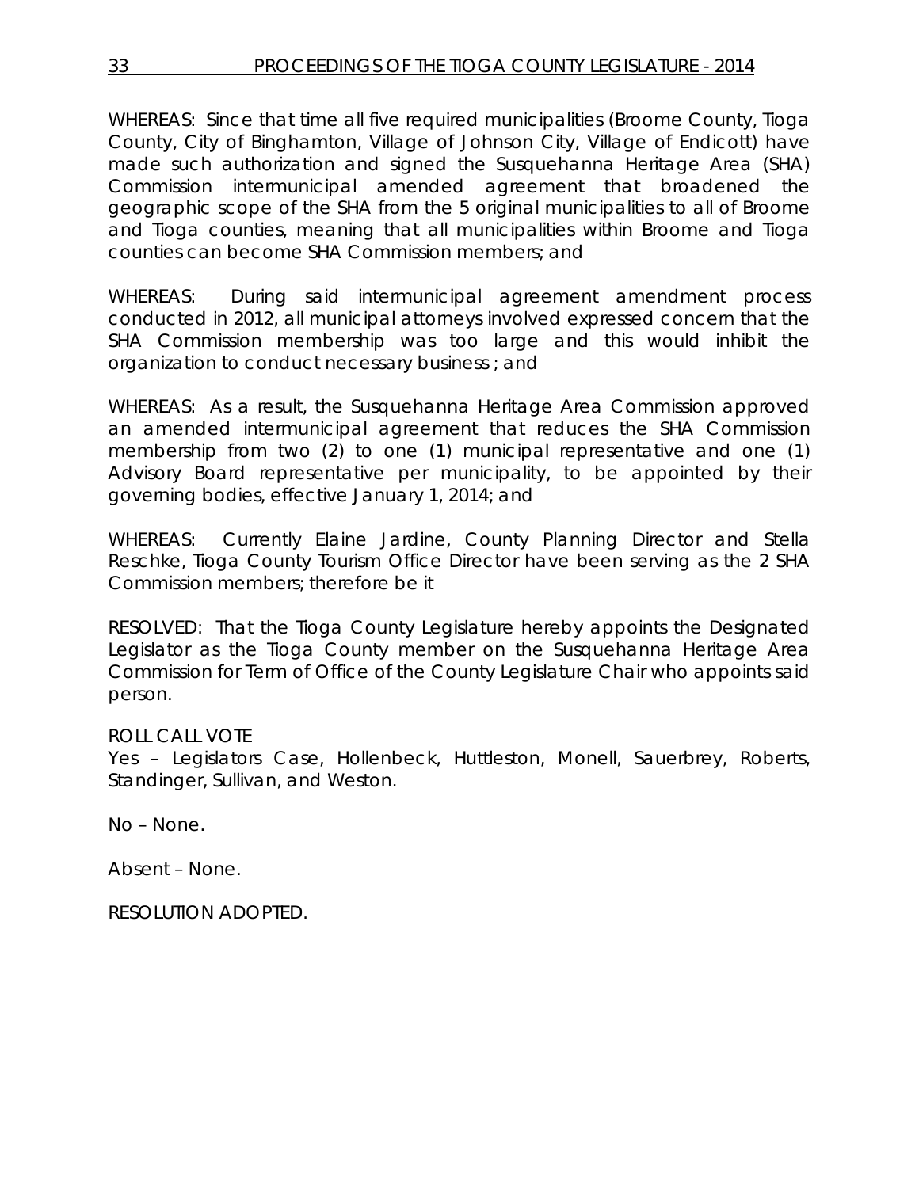WHEREAS: Since that time all five required municipalities (Broome County, Tioga County, City of Binghamton, Village of Johnson City, Village of Endicott) have made such authorization and signed the Susquehanna Heritage Area (SHA) Commission intermunicipal amended agreement that broadened the geographic scope of the SHA from the 5 original municipalities to all of Broome and Tioga counties, meaning that all municipalities within Broome and Tioga counties can become SHA Commission members; and

WHEREAS: During said intermunicipal agreement amendment process conducted in 2012, all municipal attorneys involved expressed concern that the SHA Commission membership was too large and this would inhibit the organization to conduct necessary business ; and

WHEREAS: As a result, the Susquehanna Heritage Area Commission approved an amended intermunicipal agreement that reduces the SHA Commission membership from two (2) to one (1) municipal representative and one (1) Advisory Board representative per municipality, to be appointed by their governing bodies, effective January 1, 2014; and

WHEREAS: Currently Elaine Jardine, County Planning Director and Stella Reschke, Tioga County Tourism Office Director have been serving as the 2 SHA Commission members; therefore be it

RESOLVED: That the Tioga County Legislature hereby appoints the Designated Legislator as the Tioga County member on the Susquehanna Heritage Area Commission for Term of Office of the County Legislature Chair who appoints said person.

ROLL CALL VOTE
Yes – Legislators Case, Hollenbeck, Huttleston, Monell, Sauerbrey, Roberts, Standinger, Sullivan, and Weston.

No – None.

Absent – None.

RESOLUTION ADOPTED.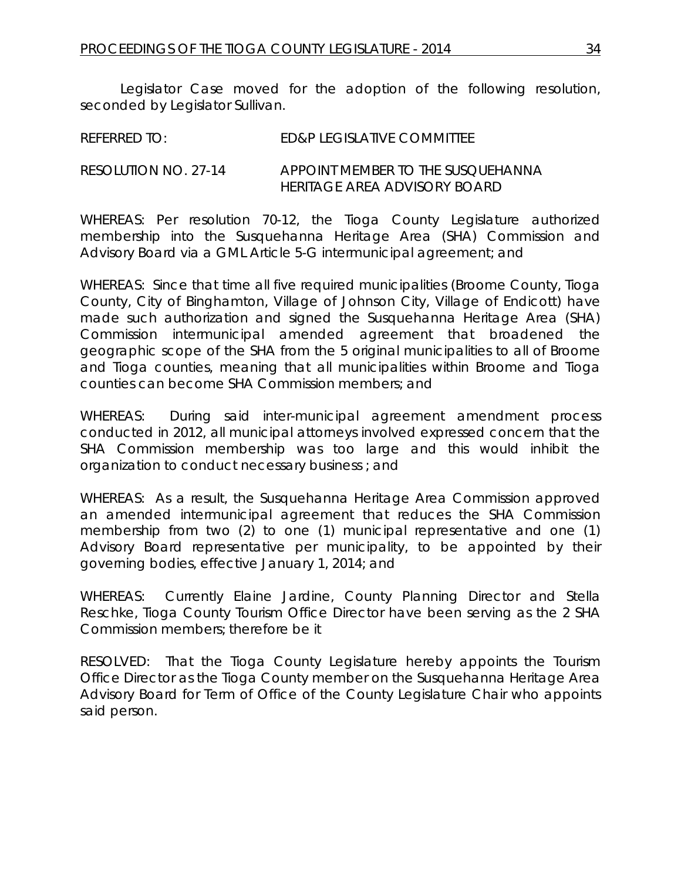Legislator Case moved for the adoption of the following resolution, seconded by Legislator Sullivan.

REFERRED TO: ED&P LEGISLATIVE COMMITTEE

RESOLUTION NO. 27-14 APPOINT MEMBER TO THE SUSQUEHANNA HERITAGE AREA ADVISORY BOARD

WHEREAS: Per resolution 70-12, the Tioga County Legislature authorized membership into the Susquehanna Heritage Area (SHA) Commission and Advisory Board via a GML Article 5-G intermunicipal agreement; and

WHEREAS: Since that time all five required municipalities (Broome County, Tioga County, City of Binghamton, Village of Johnson City, Village of Endicott) have made such authorization and signed the Susquehanna Heritage Area (SHA) Commission intermunicipal amended agreement that broadened the geographic scope of the SHA from the 5 original municipalities to all of Broome and Tioga counties, meaning that all municipalities within Broome and Tioga counties can become SHA Commission members; and

WHEREAS: During said inter-municipal agreement amendment process conducted in 2012, all municipal attorneys involved expressed concern that the SHA Commission membership was too large and this would inhibit the organization to conduct necessary business ; and

WHEREAS: As a result, the Susquehanna Heritage Area Commission approved an amended intermunicipal agreement that reduces the SHA Commission membership from two (2) to one (1) municipal representative and one (1) Advisory Board representative per municipality, to be appointed by their governing bodies, effective January 1, 2014; and

WHEREAS: Currently Elaine Jardine, County Planning Director and Stella Reschke, Tioga County Tourism Office Director have been serving as the 2 SHA Commission members; therefore be it

RESOLVED: That the Tioga County Legislature hereby appoints the Tourism Office Director as the Tioga County member on the Susquehanna Heritage Area Advisory Board for Term of Office of the County Legislature Chair who appoints said person.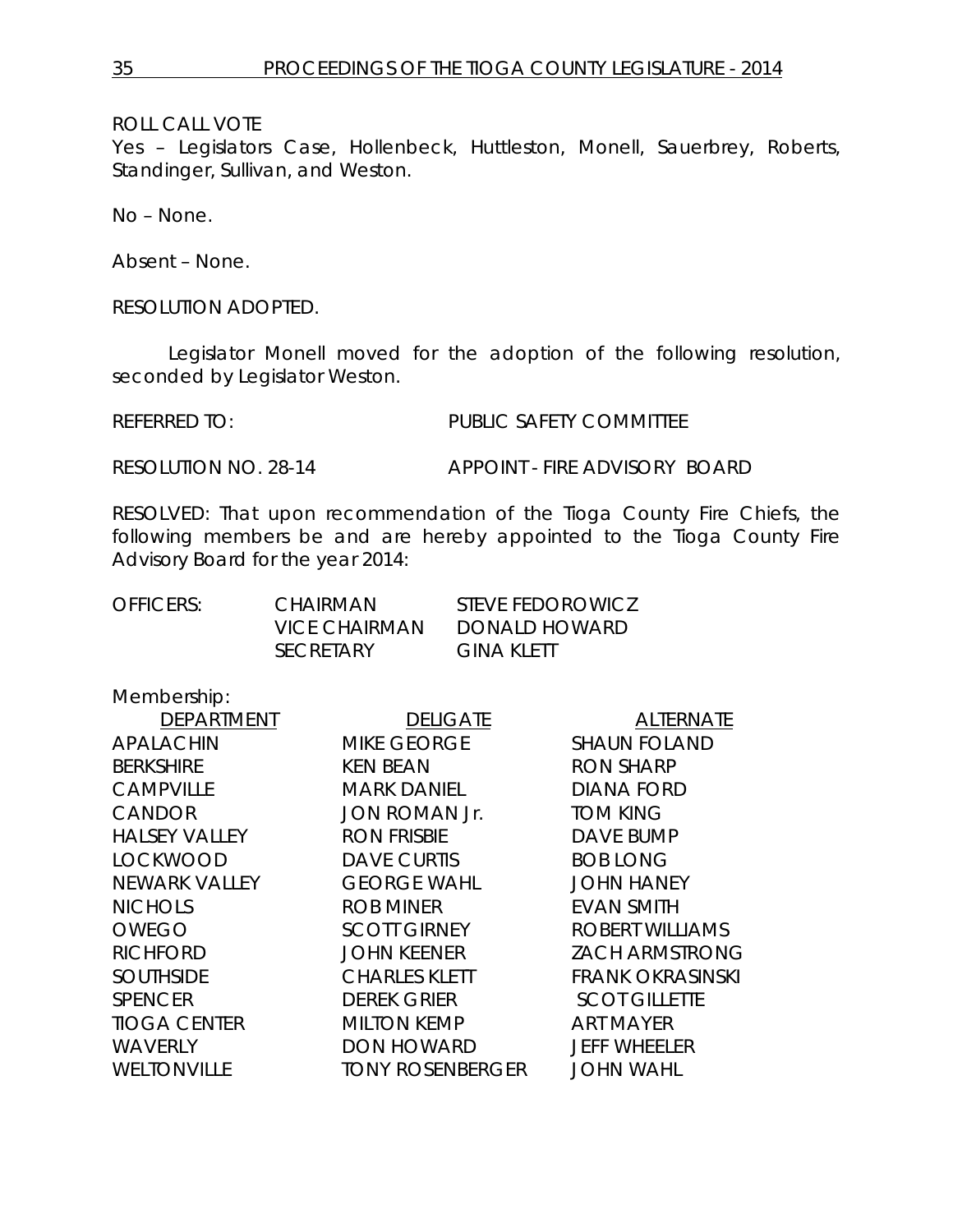ROLL CALL VOTE
Yes – Legislators Case, Hollenbeck, Huttleston, Monell, Sauerbrey, Roberts, Standinger, Sullivan, and Weston.

No – None.

Absent – None.

RESOLUTION ADOPTED.

Legislator Monell moved for the adoption of the following resolution, seconded by Legislator Weston.

REFERRED TO: PUBLIC SAFETY COMMITTEE

RESOLUTION NO. 28-14 APPOINT - FIRE ADVISORY BOARD

RESOLVED: That upon recommendation of the Tioga County Fire Chiefs, the following members be and are hereby appointed to the Tioga County Fire Advisory Board for the year 2014:

| OFFICERS: | | |
|---|---|---|
| | CHAIRMAN | STEVE FEDOROWICZ |
| | VICE CHAIRMAN | DONALD HOWARD |
| | SECRETARY | GINA KLETT |

Membership:

| DEPARTMENT | DELIGATE | ALTERNATE |
|---|---|---|
| APALACHIN | MIKE GEORGE | SHAUN FOLAND |
| BERKSHIRE | KEN BEAN | RON SHARP |
| CAMPVILLE | MARK DANIEL | DIANA FORD |
| CANDOR | JON ROMAN Jr. | TOM KING |
| HALSEY VALLEY | RON FRISBIE | DAVE BUMP |
| LOCKWOOD | DAVE CURTIS | BOB LONG |
| NEWARK VALLEY | GEORGE WAHL | JOHN HANEY |
| NICHOLS | ROB MINER | EVAN SMITH |
| OWEGO | SCOTT GIRNEY | ROBERT WILLIAMS |
| RICHFORD | JOHN KEENER | ZACH ARMSTRONG |
| SOUTHSIDE | CHARLES KLETT | FRANK OKRASINSKI |
| SPENCER | DEREK GRIER | SCOT GILLETTE |
| TIOGA CENTER | MILTON KEMP | ART MAYER |
| WAVERLY | DON HOWARD | JEFF WHEELER |
| WELTONVILLE | TONY ROSENBERGER | JOHN WAHL |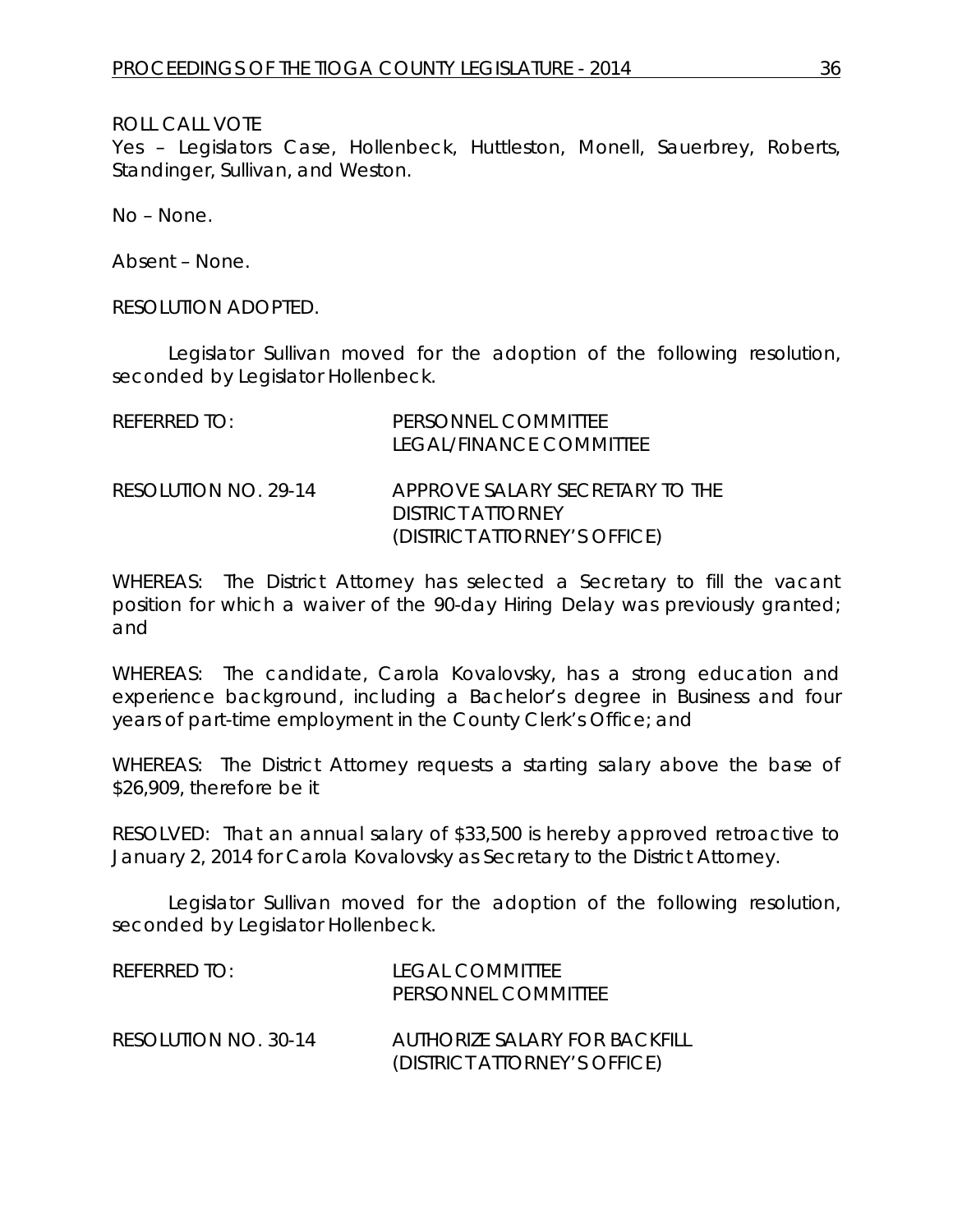ROLL CALL VOTE
Yes – Legislators Case, Hollenbeck, Huttleston, Monell, Sauerbrey, Roberts, Standinger, Sullivan, and Weston.

No – None.

Absent – None.

RESOLUTION ADOPTED.

Legislator Sullivan moved for the adoption of the following resolution, seconded by Legislator Hollenbeck.

REFERRED TO: PERSONNEL COMMITTEE
LEGAL/FINANCE COMMITTEE

RESOLUTION NO. 29-14 APPROVE SALARY SECRETARY TO THE DISTRICT ATTORNEY
(DISTRICT ATTORNEY'S OFFICE)

WHEREAS: The District Attorney has selected a Secretary to fill the vacant position for which a waiver of the 90-day Hiring Delay was previously granted; and

WHEREAS: The candidate, Carola Kovalovsky, has a strong education and experience background, including a Bachelor's degree in Business and four years of part-time employment in the County Clerk's Office; and

WHEREAS: The District Attorney requests a starting salary above the base of $26,909, therefore be it

RESOLVED: That an annual salary of $33,500 is hereby approved retroactive to January 2, 2014 for Carola Kovalovsky as Secretary to the District Attorney.

Legislator Sullivan moved for the adoption of the following resolution, seconded by Legislator Hollenbeck.

REFERRED TO: LEGAL COMMITTEE
PERSONNEL COMMITTEE

RESOLUTION NO. 30-14 AUTHORIZE SALARY FOR BACKFILL
(DISTRICT ATTORNEY'S OFFICE)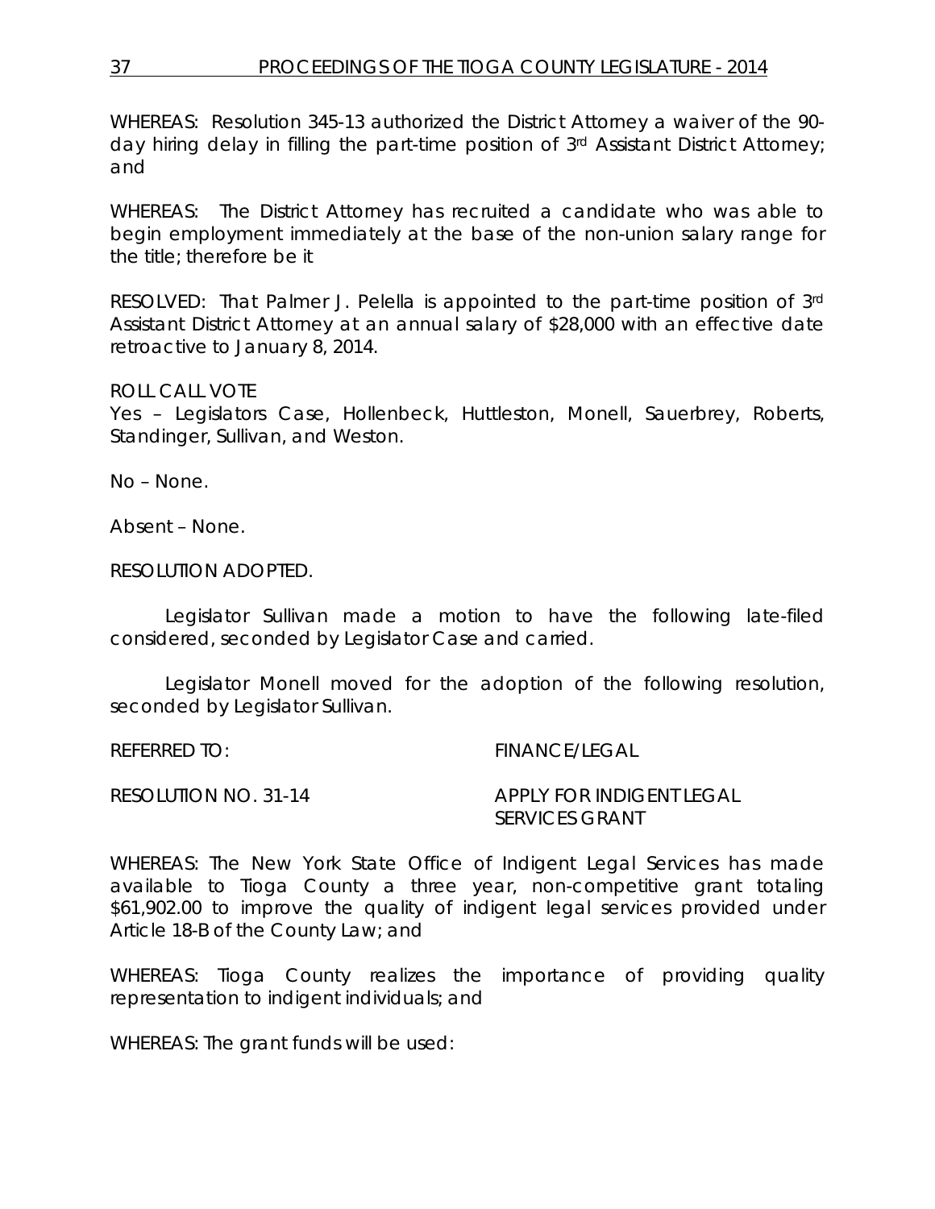WHEREAS: Resolution 345-13 authorized the District Attorney a waiver of the 90-day hiring delay in filling the part-time position of 3rd Assistant District Attorney; and

WHEREAS: The District Attorney has recruited a candidate who was able to begin employment immediately at the base of the non-union salary range for the title; therefore be it

RESOLVED: That Palmer J. Pelella is appointed to the part-time position of 3rd Assistant District Attorney at an annual salary of $28,000 with an effective date retroactive to January 8, 2014.

ROLL CALL VOTE
Yes – Legislators Case, Hollenbeck, Huttleston, Monell, Sauerbrey, Roberts, Standinger, Sullivan, and Weston.

No – None.

Absent – None.

RESOLUTION ADOPTED.

Legislator Sullivan made a motion to have the following late-filed considered, seconded by Legislator Case and carried.

Legislator Monell moved for the adoption of the following resolution, seconded by Legislator Sullivan.

REFERRED TO: FINANCE/LEGAL

RESOLUTION NO. 31-14 APPLY FOR INDIGENT LEGAL SERVICES GRANT

WHEREAS: The New York State Office of Indigent Legal Services has made available to Tioga County a three year, non-competitive grant totaling $61,902.00 to improve the quality of indigent legal services provided under Article 18-B of the County Law; and

WHEREAS: Tioga County realizes the importance of providing quality representation to indigent individuals; and

WHEREAS: The grant funds will be used: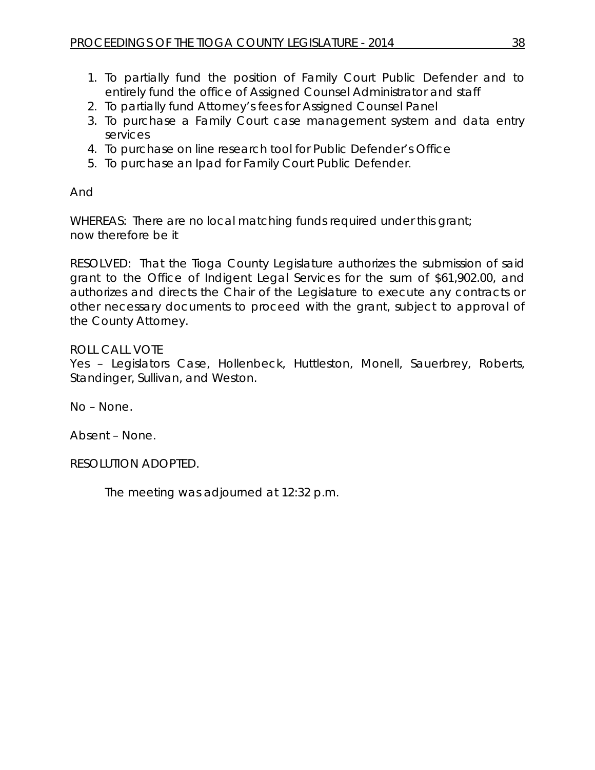1. To partially fund the position of Family Court Public Defender and to entirely fund the office of Assigned Counsel Administrator and staff
2. To partially fund Attorney's fees for Assigned Counsel Panel
3. To purchase a Family Court case management system and data entry services
4. To purchase on line research tool for Public Defender's Office
5. To purchase an Ipad for Family Court Public Defender.

And

WHEREAS: There are no local matching funds required under this grant; now therefore be it

RESOLVED: That the Tioga County Legislature authorizes the submission of said grant to the Office of Indigent Legal Services for the sum of $61,902.00, and authorizes and directs the Chair of the Legislature to execute any contracts or other necessary documents to proceed with the grant, subject to approval of the County Attorney.

ROLL CALL VOTE
Yes – Legislators Case, Hollenbeck, Huttleston, Monell, Sauerbrey, Roberts, Standinger, Sullivan, and Weston.

No – None.

Absent – None.

RESOLUTION ADOPTED.

The meeting was adjourned at 12:32 p.m.